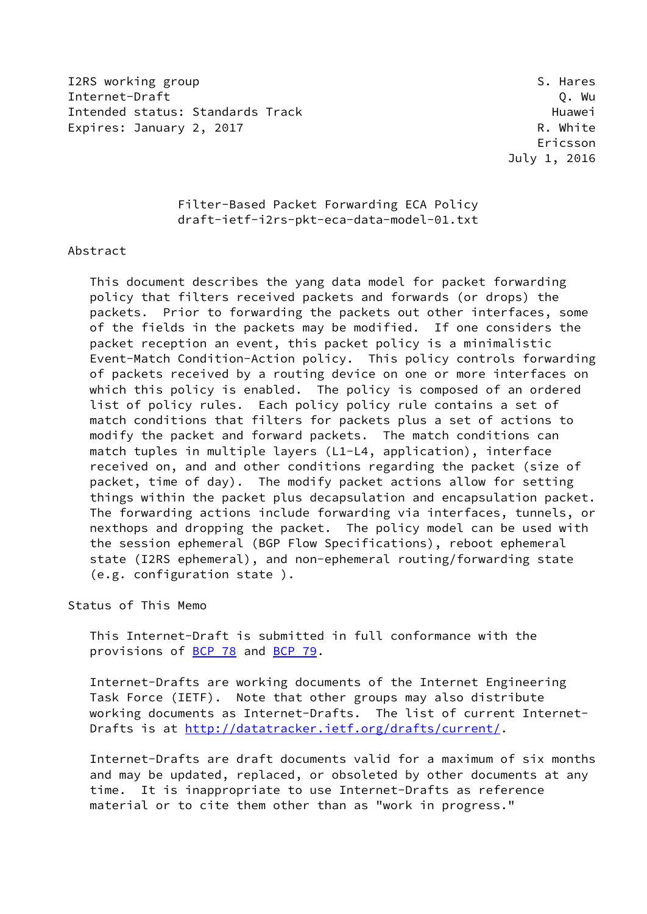I2RS working group — S. Hares
Internet-Draft — Q. Wu
Intended status: Standards Track — Huawei
Expires: January 2, 2017 — R. White
Ericsson
July 1, 2016

# Filter-Based Packet Forwarding ECA Policy
draft-ietf-i2rs-pkt-eca-data-model-01.txt

## Abstract

This document describes the yang data model for packet forwarding policy that filters received packets and forwards (or drops) the packets. Prior to forwarding the packets out other interfaces, some of the fields in the packets may be modified. If one considers the packet reception an event, this packet policy is a minimalistic Event-Match Condition-Action policy. This policy controls forwarding of packets received by a routing device on one or more interfaces on which this policy is enabled. The policy is composed of an ordered list of policy rules. Each policy policy rule contains a set of match conditions that filters for packets plus a set of actions to modify the packet and forward packets. The match conditions can match tuples in multiple layers (L1-L4, application), interface received on, and and other conditions regarding the packet (size of packet, time of day). The modify packet actions allow for setting things within the packet plus decapsulation and encapsulation packet. The forwarding actions include forwarding via interfaces, tunnels, or nexthops and dropping the packet. The policy model can be used with the session ephemeral (BGP Flow Specifications), reboot ephemeral state (I2RS ephemeral), and non-ephemeral routing/forwarding state (e.g. configuration state ).

## Status of This Memo

This Internet-Draft is submitted in full conformance with the provisions of BCP 78 and BCP 79.

Internet-Drafts are working documents of the Internet Engineering Task Force (IETF). Note that other groups may also distribute working documents as Internet-Drafts. The list of current Internet-Drafts is at http://datatracker.ietf.org/drafts/current/.

Internet-Drafts are draft documents valid for a maximum of six months and may be updated, replaced, or obsoleted by other documents at any time. It is inappropriate to use Internet-Drafts as reference material or to cite them other than as "work in progress."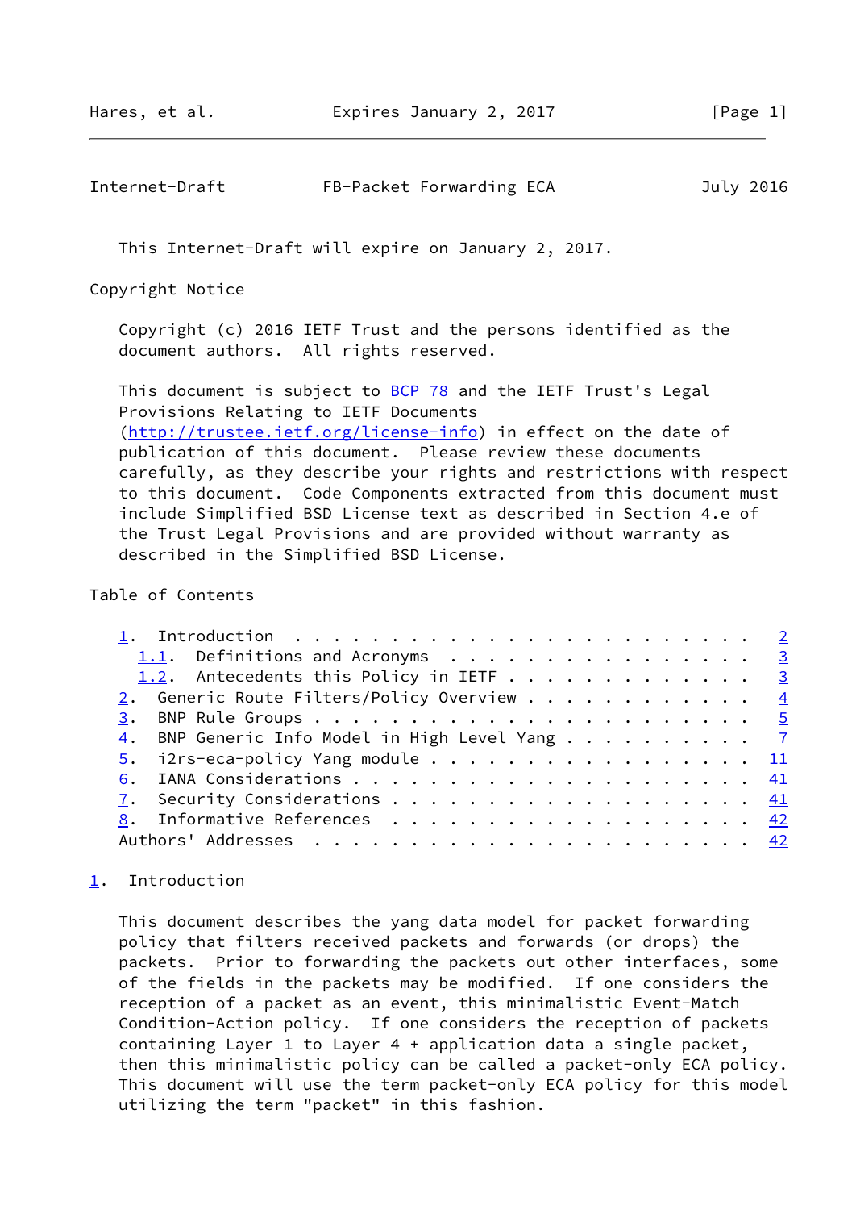This Internet-Draft will expire on January 2, 2017.

Copyright Notice

Copyright (c) 2016 IETF Trust and the persons identified as the document authors. All rights reserved.

This document is subject to BCP 78 and the IETF Trust's Legal Provisions Relating to IETF Documents (http://trustee.ietf.org/license-info) in effect on the date of publication of this document. Please review these documents carefully, as they describe your rights and restrictions with respect to this document. Code Components extracted from this document must include Simplified BSD License text as described in Section 4.e of the Trust Legal Provisions and are provided without warranty as described in the Simplified BSD License.

Table of Contents

```
   1.  Introduction . . . . . . . . . . . . . . . . . . . . . . . .   2
     1.1.  Definitions and Acronyms . . . . . . . . . . . . . . . .   3
     1.2.  Antecedents this Policy in IETF . . . . . . . . . . . . .   3
   2.  Generic Route Filters/Policy Overview . . . . . . . . . . . .   4
   3.  BNP Rule Groups . . . . . . . . . . . . . . . . . . . . . . .   5
   4.  BNP Generic Info Model in High Level Yang . . . . . . . . . .   7
   5.  i2rs-eca-policy Yang module . . . . . . . . . . . . . . . . .  11
   6.  IANA Considerations . . . . . . . . . . . . . . . . . . . . .  41
   7.  Security Considerations . . . . . . . . . . . . . . . . . . .  41
   8.  Informative References  . . . . . . . . . . . . . . . . . . .  42
   Authors' Addresses  . . . . . . . . . . . . . . . . . . . . . . .  42
```

## 1. Introduction

This document describes the yang data model for packet forwarding policy that filters received packets and forwards (or drops) the packets. Prior to forwarding the packets out other interfaces, some of the fields in the packets may be modified. If one considers the reception of a packet as an event, this minimalistic Event-Match Condition-Action policy. If one considers the reception of packets containing Layer 1 to Layer 4 + application data a single packet, then this minimalistic policy can be called a packet-only ECA policy. This document will use the term packet-only ECA policy for this model utilizing the term "packet" in this fashion.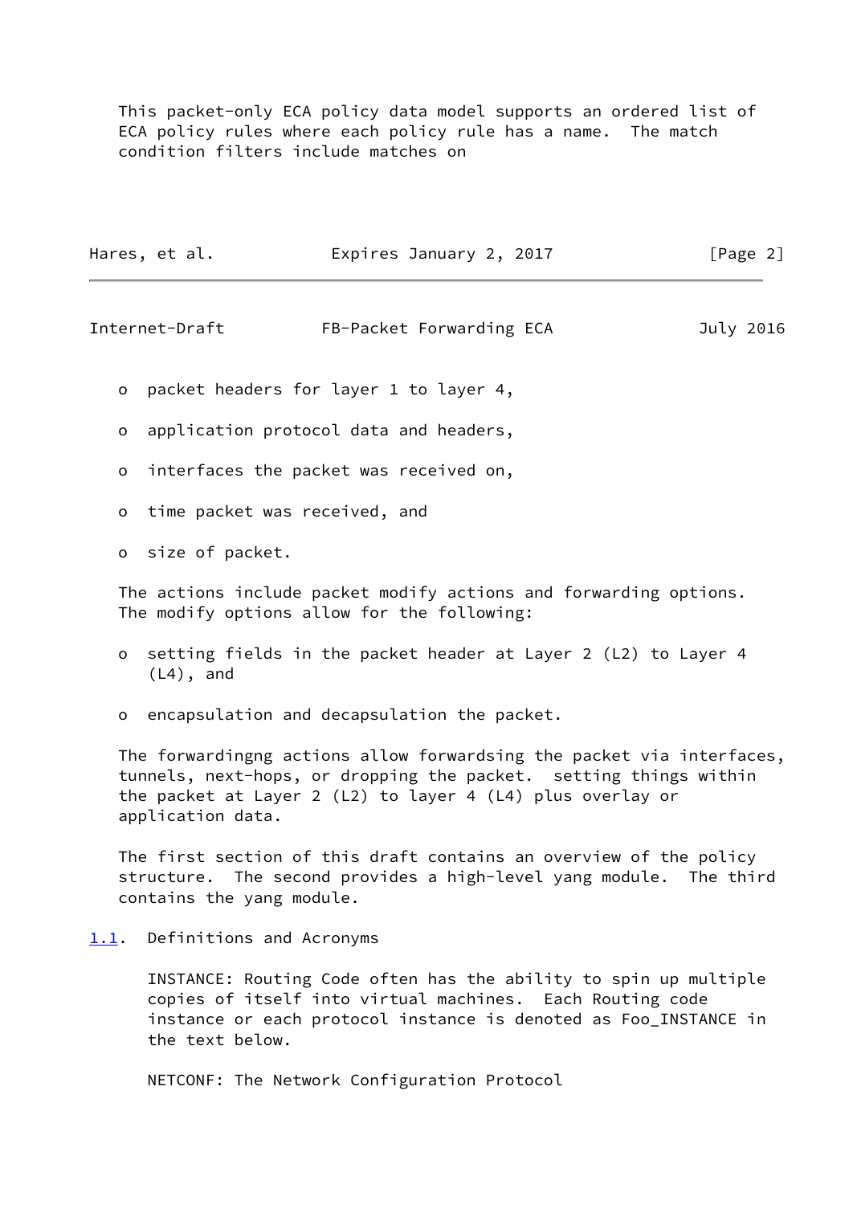This packet-only ECA policy data model supports an ordered list of ECA policy rules where each policy rule has a name. The match condition filters include matches on

- packet headers for layer 1 to layer 4,
- application protocol data and headers,
- interfaces the packet was received on,
- time packet was received, and
- size of packet.

The actions include packet modify actions and forwarding options. The modify options allow for the following:

- setting fields in the packet header at Layer 2 (L2) to Layer 4 (L4), and
- encapsulation and decapsulation the packet.

The forwardingng actions allow forwardsing the packet via interfaces, tunnels, next-hops, or dropping the packet. setting things within the packet at Layer 2 (L2) to layer 4 (L4) plus overlay or application data.

The first section of this draft contains an overview of the policy structure. The second provides a high-level yang module. The third contains the yang module.

## 1.1. Definitions and Acronyms

INSTANCE: Routing Code often has the ability to spin up multiple copies of itself into virtual machines. Each Routing code instance or each protocol instance is denoted as Foo_INSTANCE in the text below.

NETCONF: The Network Configuration Protocol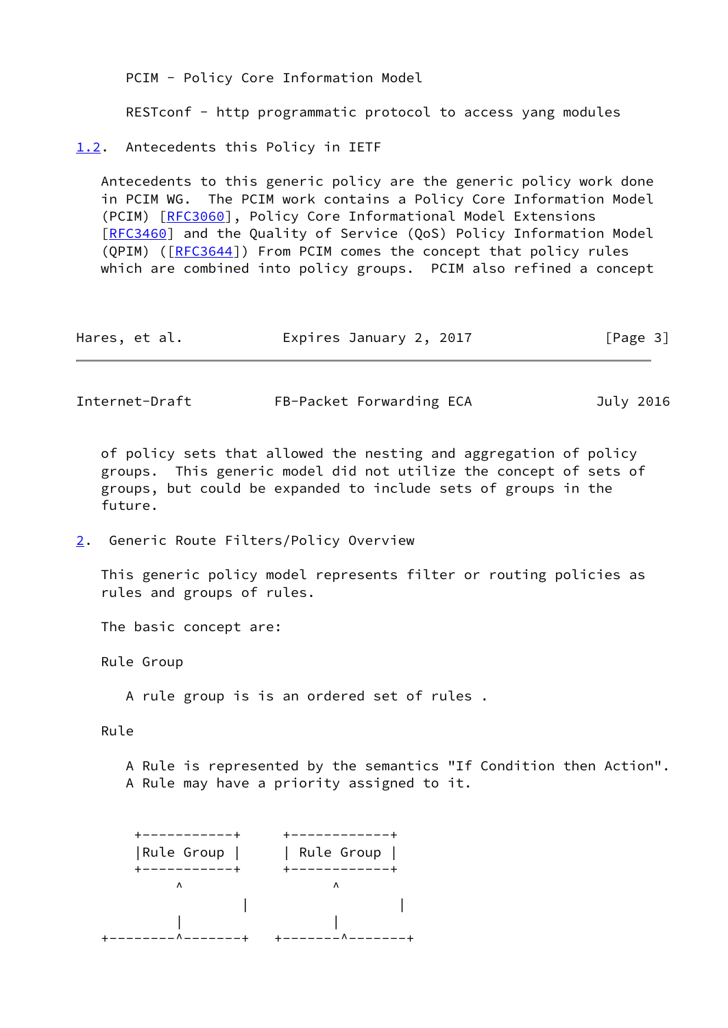PCIM - Policy Core Information Model

RESTconf - http programmatic protocol to access yang modules

### 1.2. Antecedents this Policy in IETF

Antecedents to this generic policy are the generic policy work done in PCIM WG. The PCIM work contains a Policy Core Information Model (PCIM) [RFC3060], Policy Core Informational Model Extensions [RFC3460] and the Quality of Service (QoS) Policy Information Model (QPIM) ([RFC3644]) From PCIM comes the concept that policy rules which are combined into policy groups. PCIM also refined a concept of policy sets that allowed the nesting and aggregation of policy groups. This generic model did not utilize the concept of sets of groups, but could be expanded to include sets of groups in the future.

## 2. Generic Route Filters/Policy Overview

This generic policy model represents filter or routing policies as rules and groups of rules.

The basic concept are:

Rule Group

A rule group is is an ordered set of rules .

Rule

A Rule is represented by the semantics "If Condition then Action". A Rule may have a priority assigned to it.

```
    +-----------+      +------------+
    |Rule Group |      | Rule Group |
    +-----------+      +------------+
         ^                   ^
                 |                   |
         |                   |
+--------^-------+   +-------^-------+
```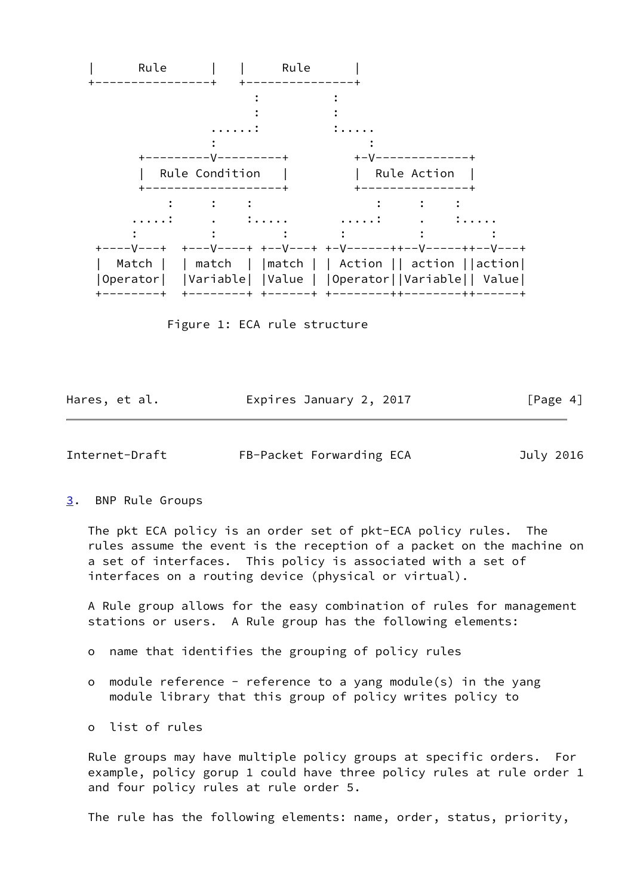```
   |      Rule      |   |      Rule      |
   +----------------+   +----------------+
                          :          :
                          :          :
                    ......:          :.....
                    :                     :
         +---------V---------+         +-V-------------+
         |  Rule Condition   |         |  Rule Action  |
         +-------------------+         +---------------+
             :     :    :                   :     :    :
          .....:     .    :.....       .....:     .    :.....
          :          :         :       :          :         :
    +----V---+  +---V----+ +--V---+ +-V------++--V-----++--V---+
    |  Match |  | match  | |match | | Action || action ||action|
    |Operator|  |Variable| |Value | |Operator||Variable|| Value|
    +--------+  +--------+ +------+ +--------++--------++------+

             Figure 1: ECA rule structure
```

## 3. BNP Rule Groups

The pkt ECA policy is an order set of pkt-ECA policy rules. The rules assume the event is the reception of a packet on the machine on a set of interfaces. This policy is associated with a set of interfaces on a routing device (physical or virtual).

A Rule group allows for the easy combination of rules for management stations or users. A Rule group has the following elements:

- o name that identifies the grouping of policy rules
- o module reference - reference to a yang module(s) in the yang module library that this group of policy writes policy to
- o list of rules

Rule groups may have multiple policy groups at specific orders. For example, policy gorup 1 could have three policy rules at rule order 1 and four policy rules at rule order 5.

The rule has the following elements: name, order, status, priority,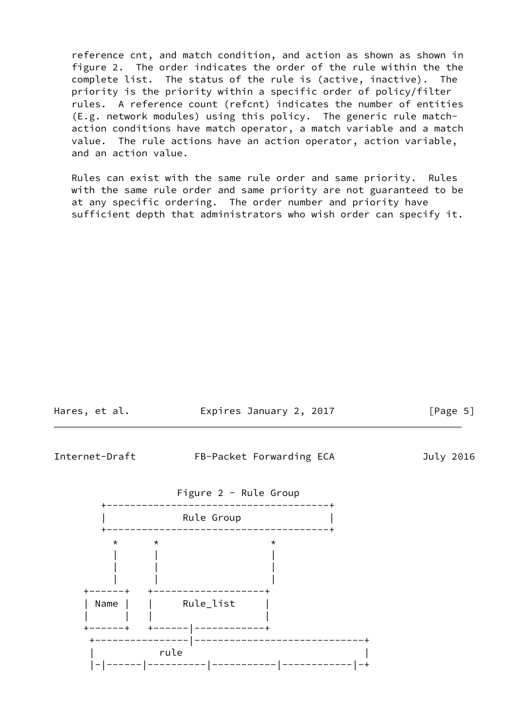reference cnt, and match condition, and action as shown as shown in figure 2. The order indicates the order of the rule within the the complete list. The status of the rule is (active, inactive). The priority is the priority within a specific order of policy/filter rules. A reference count (refcnt) indicates the number of entities (E.g. network modules) using this policy. The generic rule match-action conditions have match operator, a match variable and a match value. The rule actions have an action operator, action variable, and an action value.

Rules can exist with the same rule order and same priority. Rules with the same rule order and same priority are not guaranteed to be at any specific ordering. The order number and priority have sufficient depth that administrators who wish order can specify it.

```
                 Figure 2 - Rule Group
        +--------------------------------------+
        |             Rule Group               |
        +--------------------------------------+
          *      *                    *
          |      |                    |
          |      |                    |
          |      |                    |
     +------+   +--------------------+
     | Name |   |     Rule_list      |
     |      |   |                    |
     +------+   +------|-------------+
      +----------------|-----------------------------+
      |           rule                               |
      |-|------|----------|-----------|------------|-+
```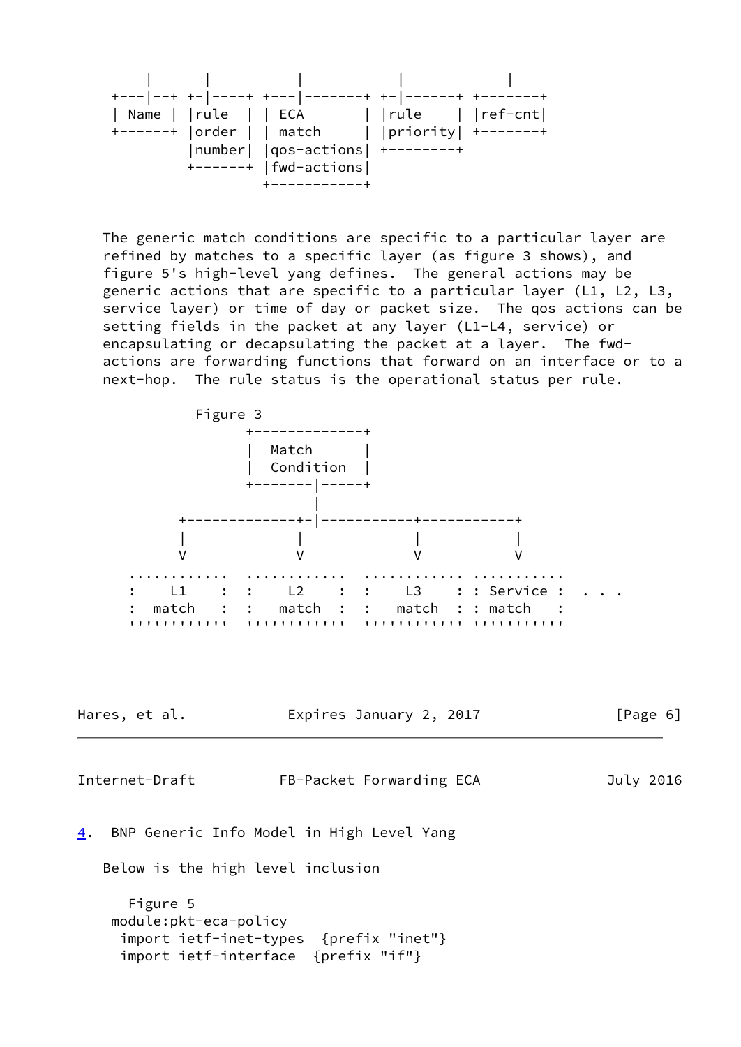```
    |       |           |           |            |
 +---|--+ +-|----+ +---|-------+ +-|------+ +-------+
 | Name | |rule  | | ECA       | |rule    | |ref-cnt|
 +------+ |order | | match     | |priority| +-------+
          |number| |qos-actions| +--------+
          +------+ |fwd-actions|
                   +-----------+
```

The generic match conditions are specific to a particular layer are refined by matches to a specific layer (as figure 3 shows), and figure 5's high-level yang defines. The general actions may be generic actions that are specific to a particular layer (L1, L2, L3, service layer) or time of day or packet size. The qos actions can be setting fields in the packet at any layer (L1-L4, service) or encapsulating or decapsulating the packet at a layer. The fwd-actions are forwarding functions that forward on an interface or to a next-hop. The rule status is the operational status per rule.

```
           Figure 3
                 +-------------+
                 |  Match      |
                 |  Condition  |
                 +-------|-----+
                         |
        +-------------+-|-----------+-----------+
        |             |             |           |
        V             V             V           V
   ............  ............  ............ ...........
   :    L1    :  :    L2    :  :    L3    : : Service :  . . .
   :  match   :  :   match  :  :   match  : : match   :
   ''''''''''''  ''''''''''''  '''''''''''' '''''''''''
```

## 4. BNP Generic Info Model in High Level Yang

Below is the high level inclusion

```
   Figure 5
 module:pkt-eca-policy
  import ietf-inet-types  {prefix "inet"}
  import ietf-interface  {prefix "if"}
```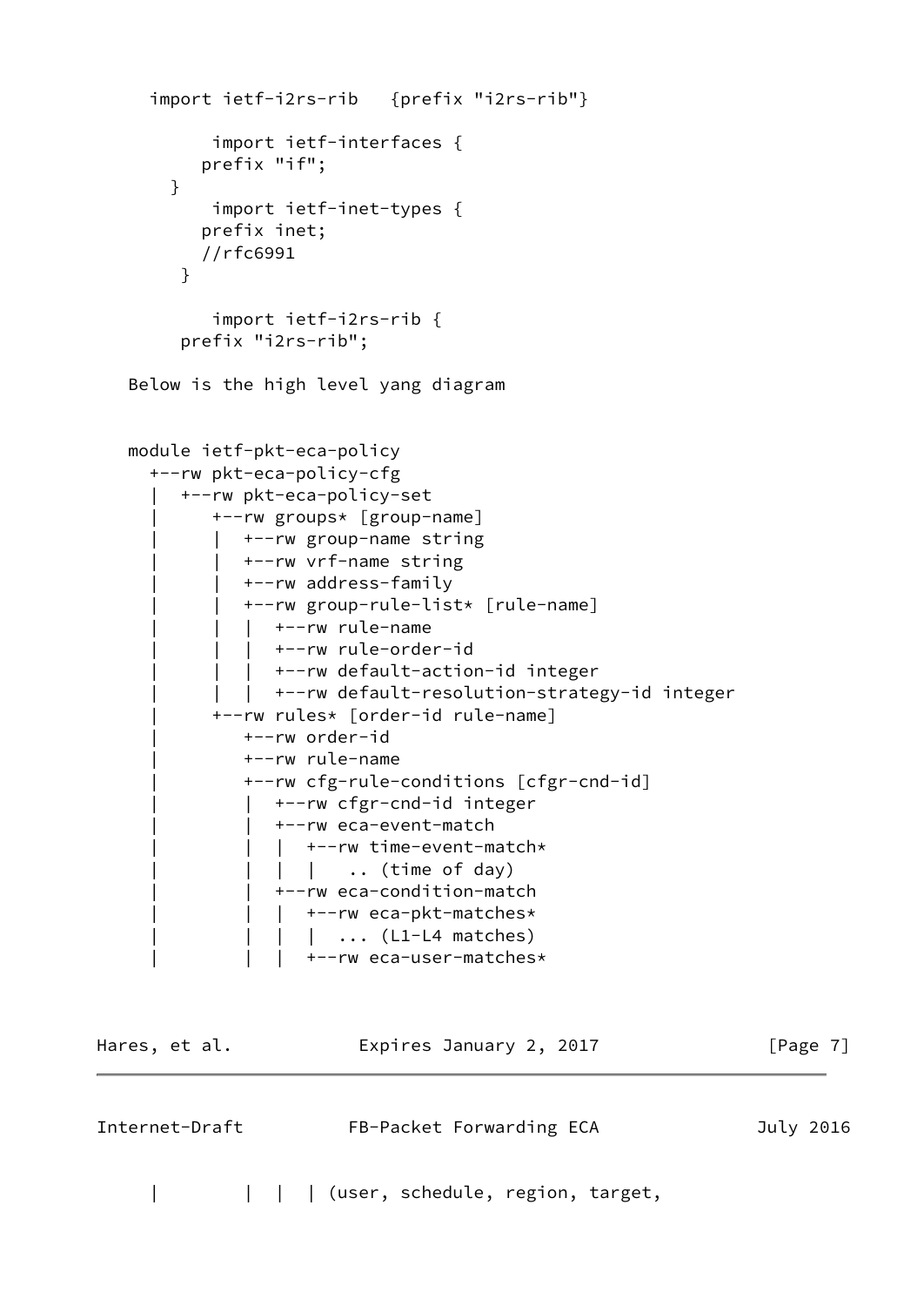```
      import ietf-i2rs-rib   {prefix "i2rs-rib"}

            import ietf-interfaces {
           prefix "if";
       }
            import ietf-inet-types {
           prefix inet;
           //rfc6991
        }

            import ietf-i2rs-rib {
         prefix "i2rs-rib";
```

Below is the high level yang diagram

```
   module ietf-pkt-eca-policy
     +--rw pkt-eca-policy-cfg
     |  +--rw pkt-eca-policy-set
     |     +--rw groups* [group-name]
     |     |  +--rw group-name string
     |     |  +--rw vrf-name string
     |     |  +--rw address-family
     |     |  +--rw group-rule-list* [rule-name]
     |     |  |  +--rw rule-name
     |     |  |  +--rw rule-order-id
     |     |  |  +--rw default-action-id integer
     |     |  |  +--rw default-resolution-strategy-id integer
     |     +--rw rules* [order-id rule-name]
     |        +--rw order-id
     |        +--rw rule-name
     |        +--rw cfg-rule-conditions [cfgr-cnd-id]
     |        |  +--rw cfgr-cnd-id integer
     |        |  +--rw eca-event-match
     |        |  |  +--rw time-event-match*
     |        |  |  |   .. (time of day)
     |        |  +--rw eca-condition-match
     |        |  |  +--rw eca-pkt-matches*
     |        |  |  |  ... (L1-L4 matches)
     |        |  |  +--rw eca-user-matches*
```

```
     |        |  |  | (user, schedule, region, target,
```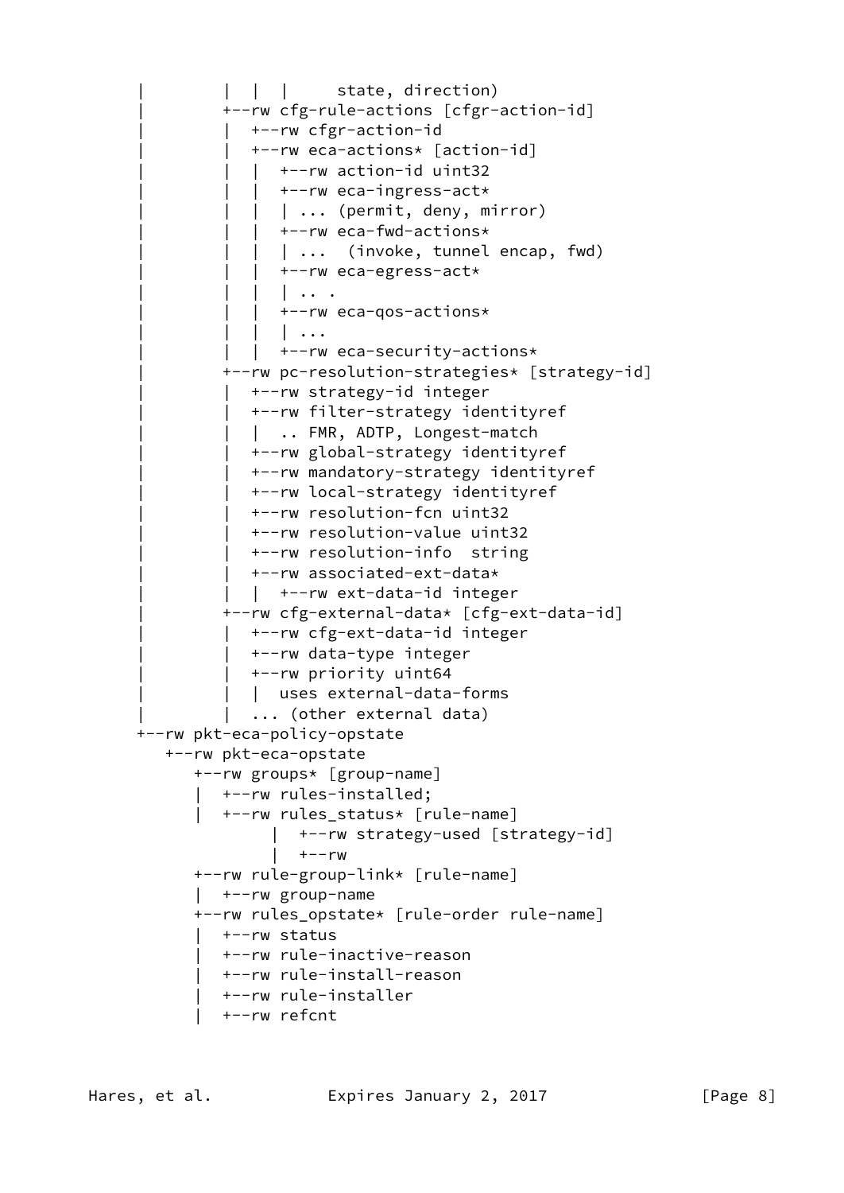```
      |         |  |  |     state, direction)
      |         +--rw cfg-rule-actions [cfgr-action-id]
      |         |  +--rw cfgr-action-id
      |         |  +--rw eca-actions* [action-id]
      |         |  |  +--rw action-id uint32
      |         |  |  +--rw eca-ingress-act*
      |         |  |  | ... (permit, deny, mirror)
      |         |  |  +--rw eca-fwd-actions*
      |         |  |  | ...  (invoke, tunnel encap, fwd)
      |         |  |  +--rw eca-egress-act*
      |         |  |  | .. .
      |         |  |  +--rw eca-qos-actions*
      |         |  |  | ...
      |         |  |  +--rw eca-security-actions*
      |         +--rw pc-resolution-strategies* [strategy-id]
      |         |  +--rw strategy-id integer
      |         |  +--rw filter-strategy identityref
      |         |  |  .. FMR, ADTP, Longest-match
      |         |  +--rw global-strategy identityref
      |         |  +--rw mandatory-strategy identityref
      |         |  +--rw local-strategy identityref
      |         |  +--rw resolution-fcn uint32
      |         |  +--rw resolution-value uint32
      |         |  +--rw resolution-info  string
      |         |  +--rw associated-ext-data*
      |         |  |  +--rw ext-data-id integer
      |         +--rw cfg-external-data* [cfg-ext-data-id]
      |         |  +--rw cfg-ext-data-id integer
      |         |  +--rw data-type integer
      |         |  +--rw priority uint64
      |         |  |  uses external-data-forms
      |         |  ... (other external data)
      +--rw pkt-eca-policy-opstate
         +--rw pkt-eca-opstate
            +--rw groups* [group-name]
            |  +--rw rules-installed;
            |  +--rw rules_status* [rule-name]
                    |  +--rw strategy-used [strategy-id]
                    |  +--rw
            +--rw rule-group-link* [rule-name]
            |  +--rw group-name
            +--rw rules_opstate* [rule-order rule-name]
            |  +--rw status
            |  +--rw rule-inactive-reason
            |  +--rw rule-install-reason
            |  +--rw rule-installer
            |  +--rw refcnt
```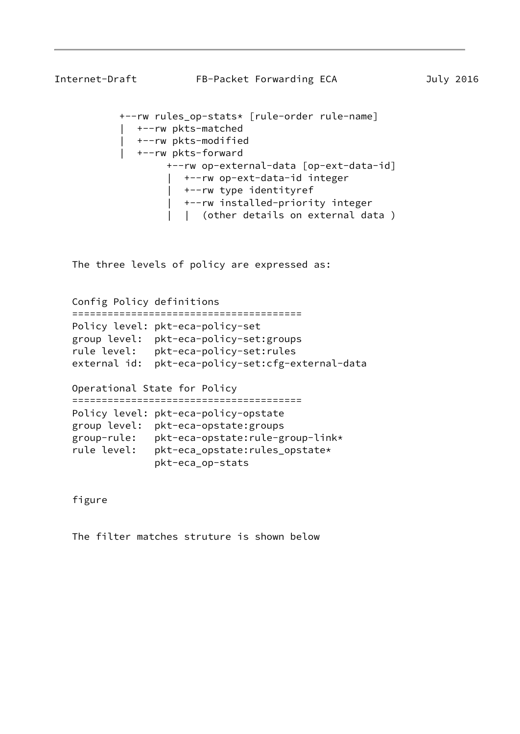```
         +--rw rules_op-stats* [rule-order rule-name]
         |  +--rw pkts-matched
         |  +--rw pkts-modified
         |  +--rw pkts-forward
                 +--rw op-external-data [op-ext-data-id]
                  |  +--rw op-ext-data-id integer
                  |  +--rw type identityref
                  |  +--rw installed-priority integer
                  |  |  (other details on external data )
```

The three levels of policy are expressed as:

```
Config Policy definitions
=======================================
Policy level: pkt-eca-policy-set
group level:  pkt-eca-policy-set:groups
rule level:   pkt-eca-policy-set:rules
external id:  pkt-eca-policy-set:cfg-external-data

Operational State for Policy
=======================================
Policy level: pkt-eca-policy-opstate
group level:  pkt-eca-opstate:groups
group-rule:   pkt-eca-opstate:rule-group-link*
rule level:   pkt-eca_opstate:rules_opstate*
              pkt-eca_op-stats
```

figure

The filter matches struture is shown below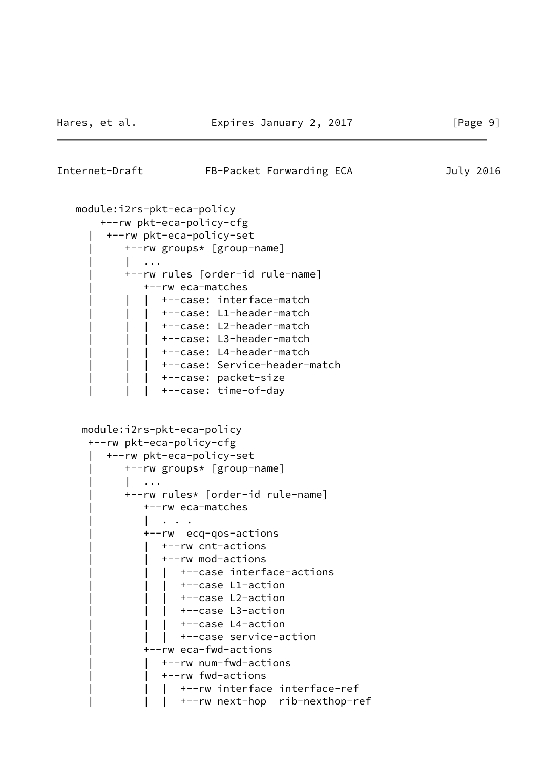```
   module:i2rs-pkt-eca-policy
       +--rw pkt-eca-policy-cfg
     |  +--rw pkt-eca-policy-set
     |     +--rw groups* [group-name]
     |     |  ...
     |     +--rw rules [order-id rule-name]
     |        +--rw eca-matches
     |     |  |  +--case: interface-match
     |     |  |  +--case: L1-header-match
     |     |  |  +--case: L2-header-match
     |     |  |  +--case: L3-header-match
     |     |  |  +--case: L4-header-match
     |     |  |  +--case: Service-header-match
     |     |  |  +--case: packet-size
     |     |  |  +--case: time-of-day


    module:i2rs-pkt-eca-policy
     +--rw pkt-eca-policy-cfg
     |  +--rw pkt-eca-policy-set
     |     +--rw groups* [group-name]
     |     |  ...
     |     +--rw rules* [order-id rule-name]
     |        +--rw eca-matches
     |        |  . . .
     |        +--rw  ecq-qos-actions
     |        |  +--rw cnt-actions
     |        |  +--rw mod-actions
     |        |  |  +--case interface-actions
     |        |  |  +--case L1-action
     |        |  |  +--case L2-action
     |        |  |  +--case L3-action
     |        |  |  +--case L4-action
     |        |  |  +--case service-action
     |        +--rw eca-fwd-actions
     |        |  +--rw num-fwd-actions
     |        |  +--rw fwd-actions
     |        |  |  +--rw interface interface-ref
     |        |  |  +--rw next-hop  rib-nexthop-ref
```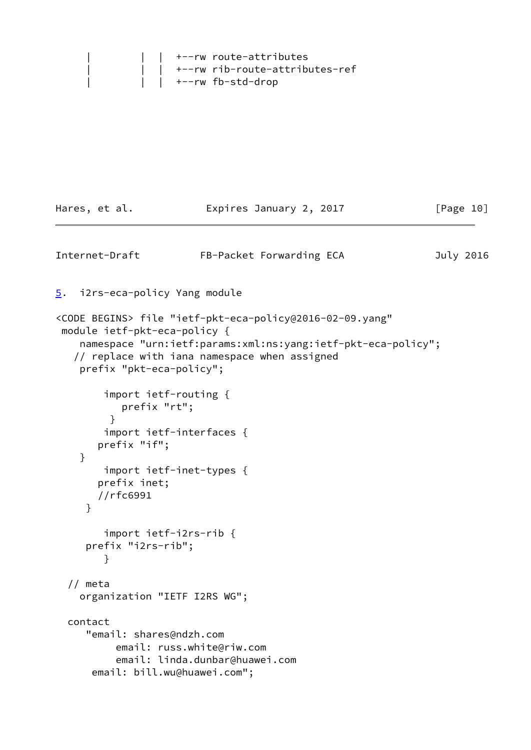```
     |         |  |  +--rw route-attributes
     |         |  |  +--rw rib-route-attributes-ref
     |         |  |  +--rw fb-std-drop
```

## 5. i2rs-eca-policy Yang module

```
<CODE BEGINS> file "ietf-pkt-eca-policy@2016-02-09.yang"
 module ietf-pkt-eca-policy {
    namespace "urn:ietf:params:xml:ns:yang:ietf-pkt-eca-policy";
   // replace with iana namespace when assigned
    prefix "pkt-eca-policy";

        import ietf-routing {
           prefix "rt";
         }
        import ietf-interfaces {
       prefix "if";
    }
        import ietf-inet-types {
       prefix inet;
       //rfc6991
     }

        import ietf-i2rs-rib {
     prefix "i2rs-rib";
        }

  // meta
    organization "IETF I2RS WG";

  contact
     "email: shares@ndzh.com
          email: russ.white@riw.com
          email: linda.dunbar@huawei.com
      email: bill.wu@huawei.com";
```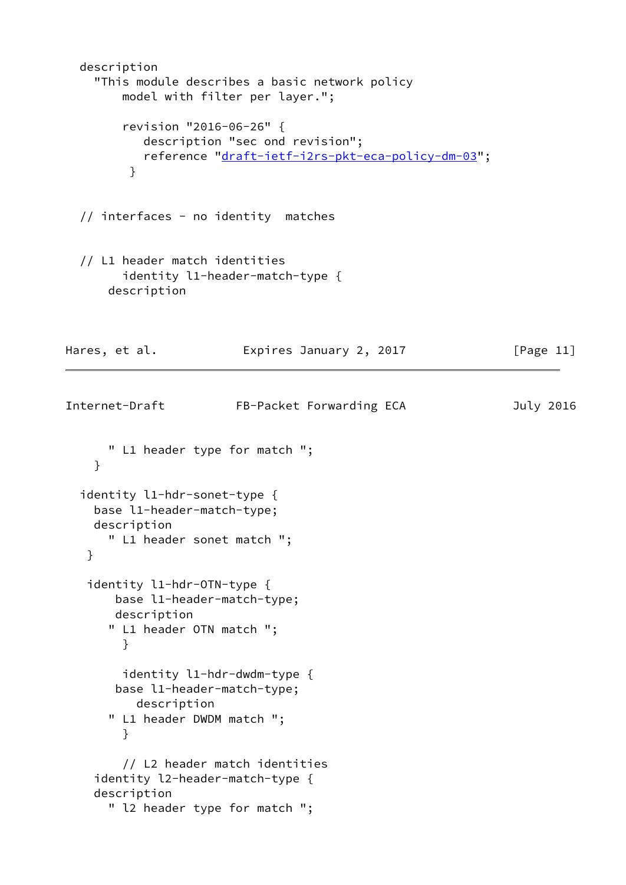```
  description
    "This module describes a basic network policy
        model with filter per layer.";

        revision "2016-06-26" {
           description "sec ond revision";
           reference "draft-ietf-i2rs-pkt-eca-policy-dm-03";
         }


  // interfaces - no identity  matches


  // L1 header match identities
        identity l1-header-match-type {
      description
      " L1 header type for match ";
    }

  identity l1-hdr-sonet-type {
    base l1-header-match-type;
    description
      " L1 header sonet match ";
   }

   identity l1-hdr-OTN-type {
       base l1-header-match-type;
       description
      " L1 header OTN match ";
        }

        identity l1-hdr-dwdm-type {
       base l1-header-match-type;
          description
      " L1 header DWDM match ";
        }

        // L2 header match identities
    identity l2-header-match-type {
    description
      " l2 header type for match ";
```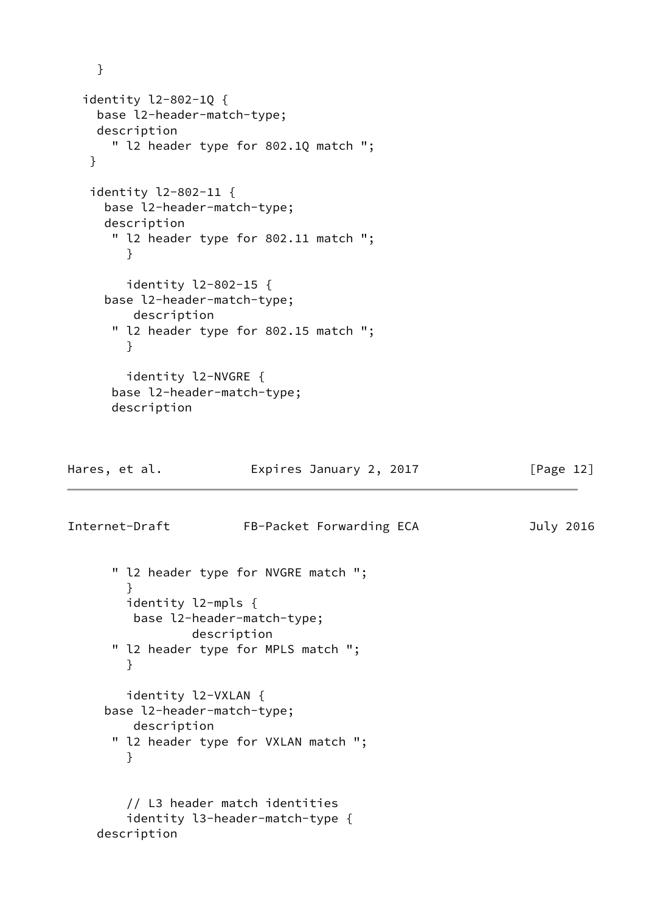```
    }

  identity l2-802-1Q {
    base l2-header-match-type;
    description
      " l2 header type for 802.1Q match ";
   }

   identity l2-802-11 {
     base l2-header-match-type;
     description
      " l2 header type for 802.11 match ";
        }

        identity l2-802-15 {
     base l2-header-match-type;
         description
      " l2 header type for 802.15 match ";
        }

        identity l2-NVGRE {
      base l2-header-match-type;
      description
```

```
      " l2 header type for NVGRE match ";
        }
        identity l2-mpls {
         base l2-header-match-type;
                 description
      " l2 header type for MPLS match ";
        }

        identity l2-VXLAN {
     base l2-header-match-type;
         description
      " l2 header type for VXLAN match ";
        }


        // L3 header match identities
        identity l3-header-match-type {
    description
```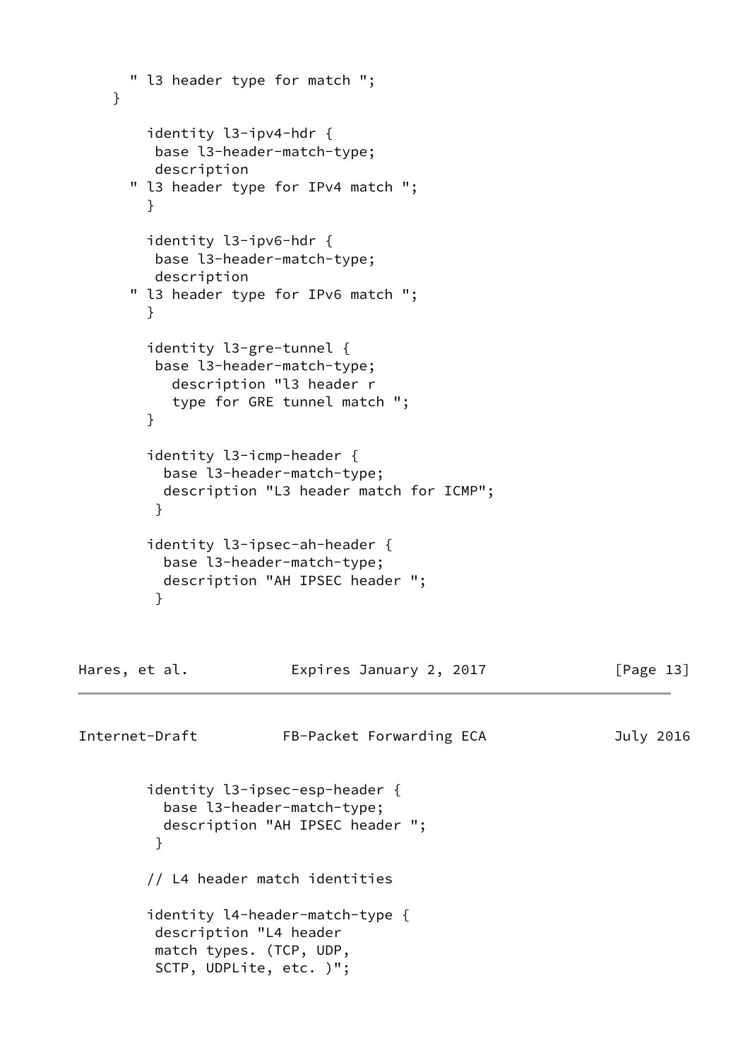```
      " l3 header type for match ";
    }

        identity l3-ipv4-hdr {
         base l3-header-match-type;
         description
      " l3 header type for IPv4 match ";
        }

        identity l3-ipv6-hdr {
         base l3-header-match-type;
         description
      " l3 header type for IPv6 match ";
        }

        identity l3-gre-tunnel {
         base l3-header-match-type;
           description "l3 header r
           type for GRE tunnel match ";
        }

        identity l3-icmp-header {
          base l3-header-match-type;
          description "L3 header match for ICMP";
         }

        identity l3-ipsec-ah-header {
          base l3-header-match-type;
          description "AH IPSEC header ";
         }
```

```
        identity l3-ipsec-esp-header {
          base l3-header-match-type;
          description "AH IPSEC header ";
         }

        // L4 header match identities

        identity l4-header-match-type {
         description "L4 header
         match types. (TCP, UDP,
         SCTP, UDPLite, etc. )";
```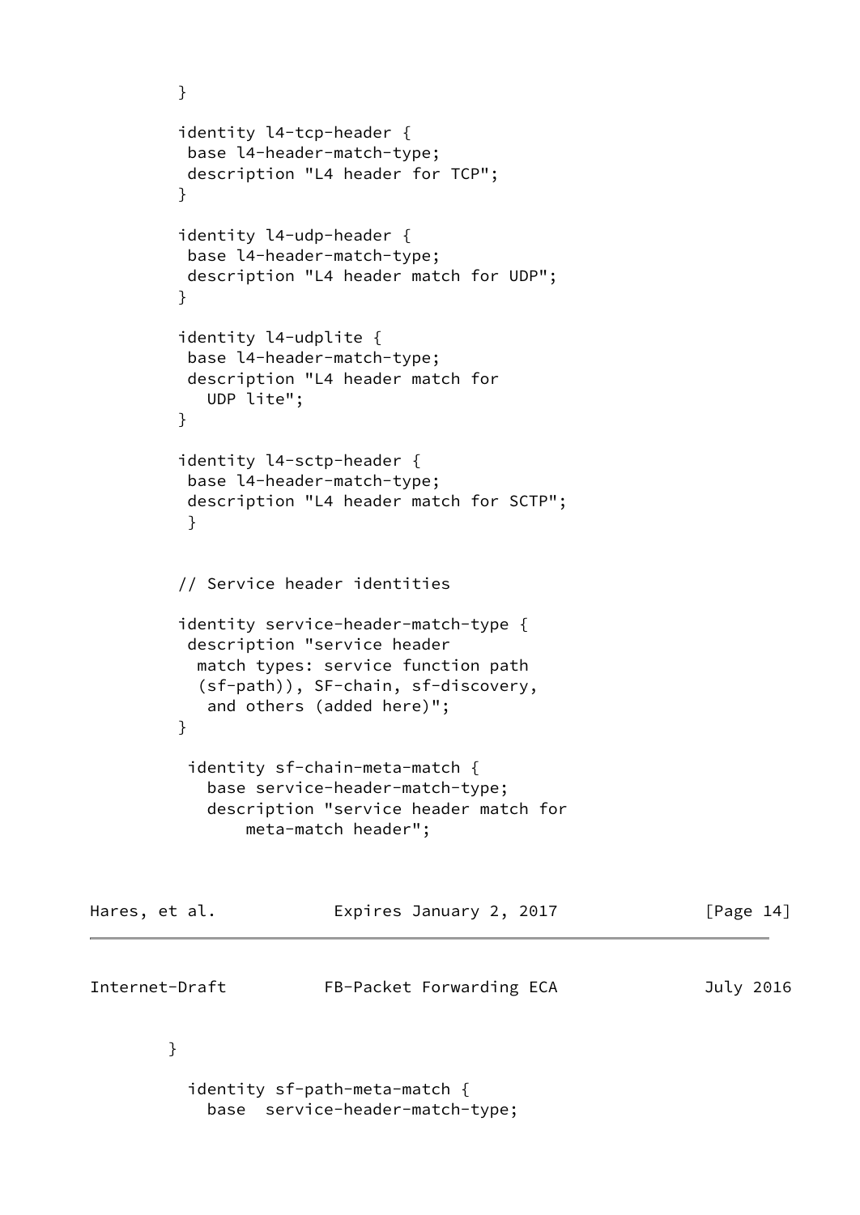```
         }

         identity l4-tcp-header {
          base l4-header-match-type;
          description "L4 header for TCP";
         }

         identity l4-udp-header {
          base l4-header-match-type;
          description "L4 header match for UDP";
         }

         identity l4-udplite {
          base l4-header-match-type;
          description "L4 header match for
            UDP lite";
         }

         identity l4-sctp-header {
          base l4-header-match-type;
          description "L4 header match for SCTP";
          }


         // Service header identities

         identity service-header-match-type {
          description "service header
           match types: service function path
           (sf-path)), SF-chain, sf-discovery,
            and others (added here)";
         }

          identity sf-chain-meta-match {
            base service-header-match-type;
            description "service header match for
                meta-match header";
```

```
        }

          identity sf-path-meta-match {
            base  service-header-match-type;
```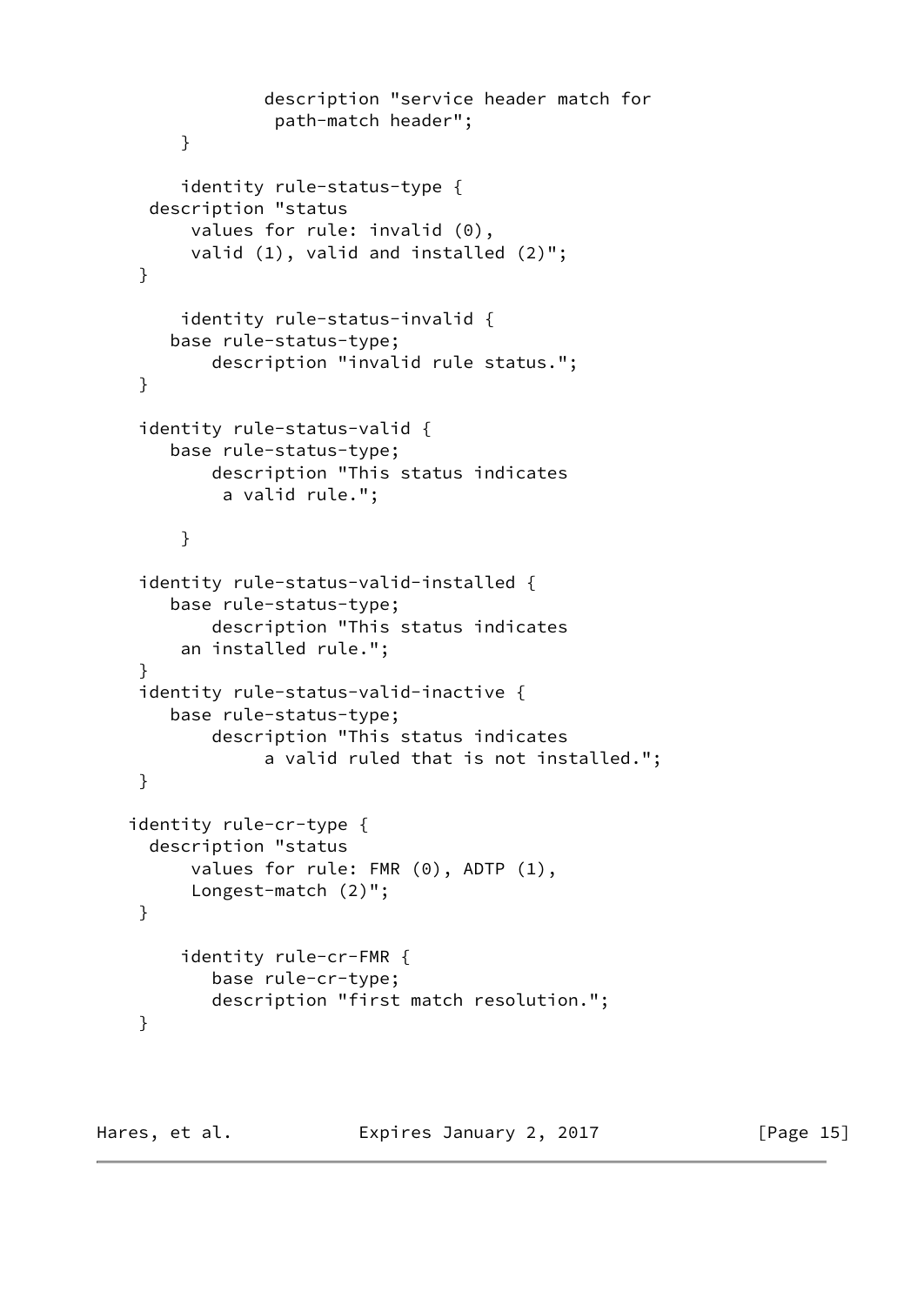```
                 description "service header match for
                  path-match header";
         }

         identity rule-status-type {
      description "status
          values for rule: invalid (0),
          valid (1), valid and installed (2)";
     }

         identity rule-status-invalid {
        base rule-status-type;
            description "invalid rule status.";
     }

     identity rule-status-valid {
        base rule-status-type;
            description "This status indicates
             a valid rule.";

         }

     identity rule-status-valid-installed {
        base rule-status-type;
            description "This status indicates
         an installed rule.";
     }
     identity rule-status-valid-inactive {
        base rule-status-type;
            description "This status indicates
                 a valid ruled that is not installed.";
     }

    identity rule-cr-type {
      description "status
          values for rule: FMR (0), ADTP (1),
          Longest-match (2)";
     }

         identity rule-cr-FMR {
            base rule-cr-type;
            description "first match resolution.";
     }
```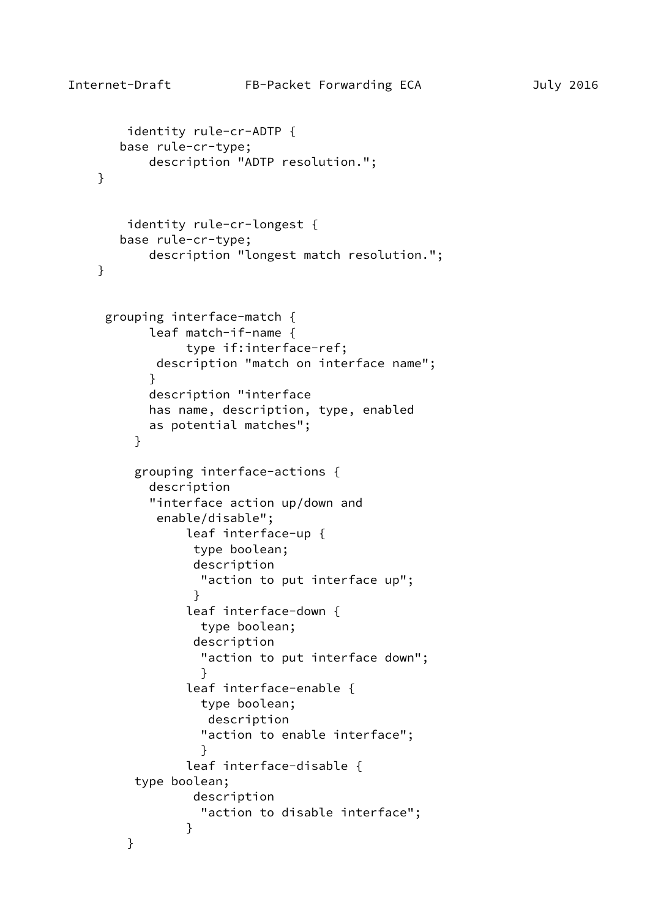```
         identity rule-cr-ADTP {
        base rule-cr-type;
            description "ADTP resolution.";
    }


         identity rule-cr-longest {
        base rule-cr-type;
            description "longest match resolution.";
    }


      grouping interface-match {
            leaf match-if-name {
                 type if:interface-ref;
             description "match on interface name";
            }
            description "interface
            has name, description, type, enabled
            as potential matches";
          }

          grouping interface-actions {
            description
            "interface action up/down and
             enable/disable";
                 leaf interface-up {
                  type boolean;
                  description
                   "action to put interface up";
                  }
                 leaf interface-down {
                   type boolean;
                  description
                   "action to put interface down";
                   }
                 leaf interface-enable {
                   type boolean;
                    description
                   "action to enable interface";
                   }
                 leaf interface-disable {
          type boolean;
                  description
                   "action to disable interface";
                 }
         }
```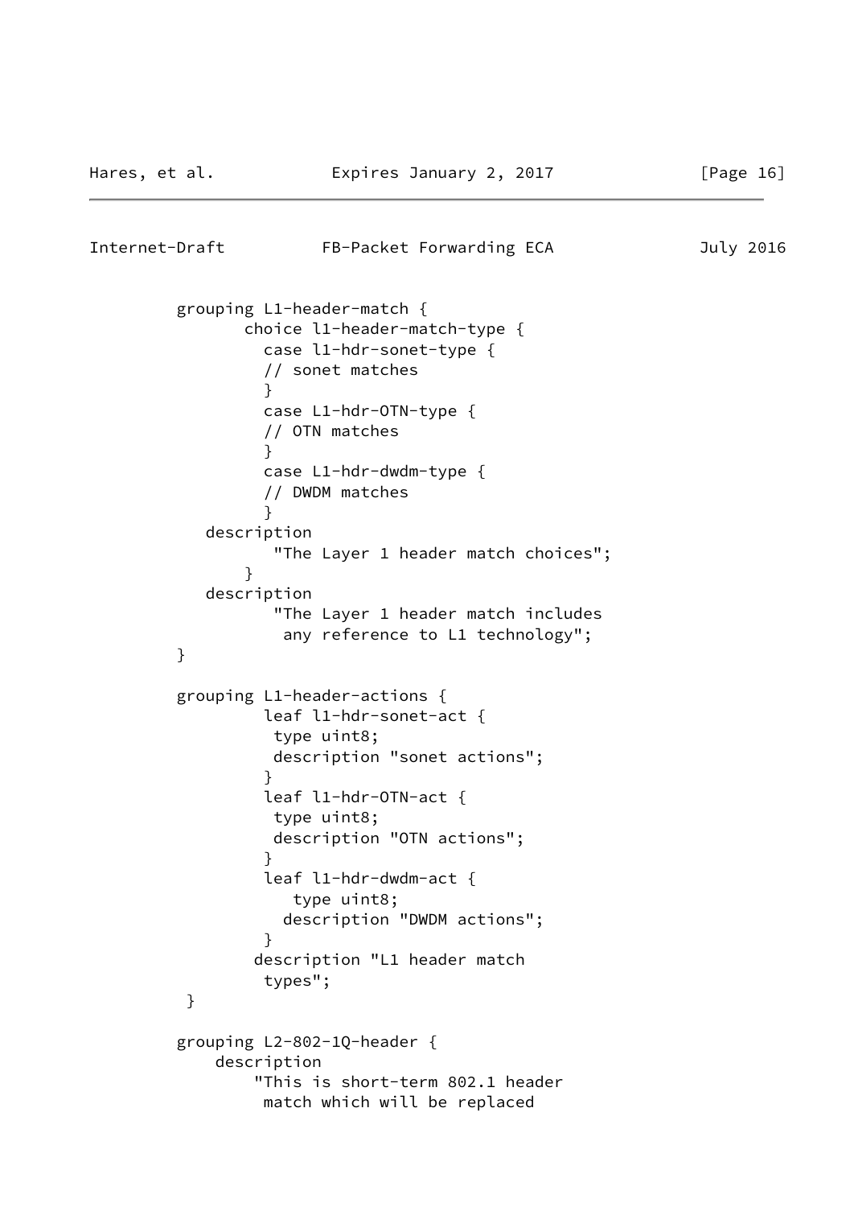```
         grouping L1-header-match {
                choice l1-header-match-type {
                  case l1-hdr-sonet-type {
                  // sonet matches
                  }
                  case L1-hdr-OTN-type {
                  // OTN matches
                  }
                  case L1-hdr-dwdm-type {
                  // DWDM matches
                  }
            description
                   "The Layer 1 header match choices";
                }
            description
                   "The Layer 1 header match includes
                    any reference to L1 technology";
         }

         grouping L1-header-actions {
                  leaf l1-hdr-sonet-act {
                   type uint8;
                   description "sonet actions";
                  }
                  leaf l1-hdr-OTN-act {
                   type uint8;
                   description "OTN actions";
                  }
                  leaf l1-hdr-dwdm-act {
                     type uint8;
                    description "DWDM actions";
                  }
                 description "L1 header match
                  types";
          }

         grouping L2-802-1Q-header {
             description
                 "This is short-term 802.1 header
                  match which will be replaced
```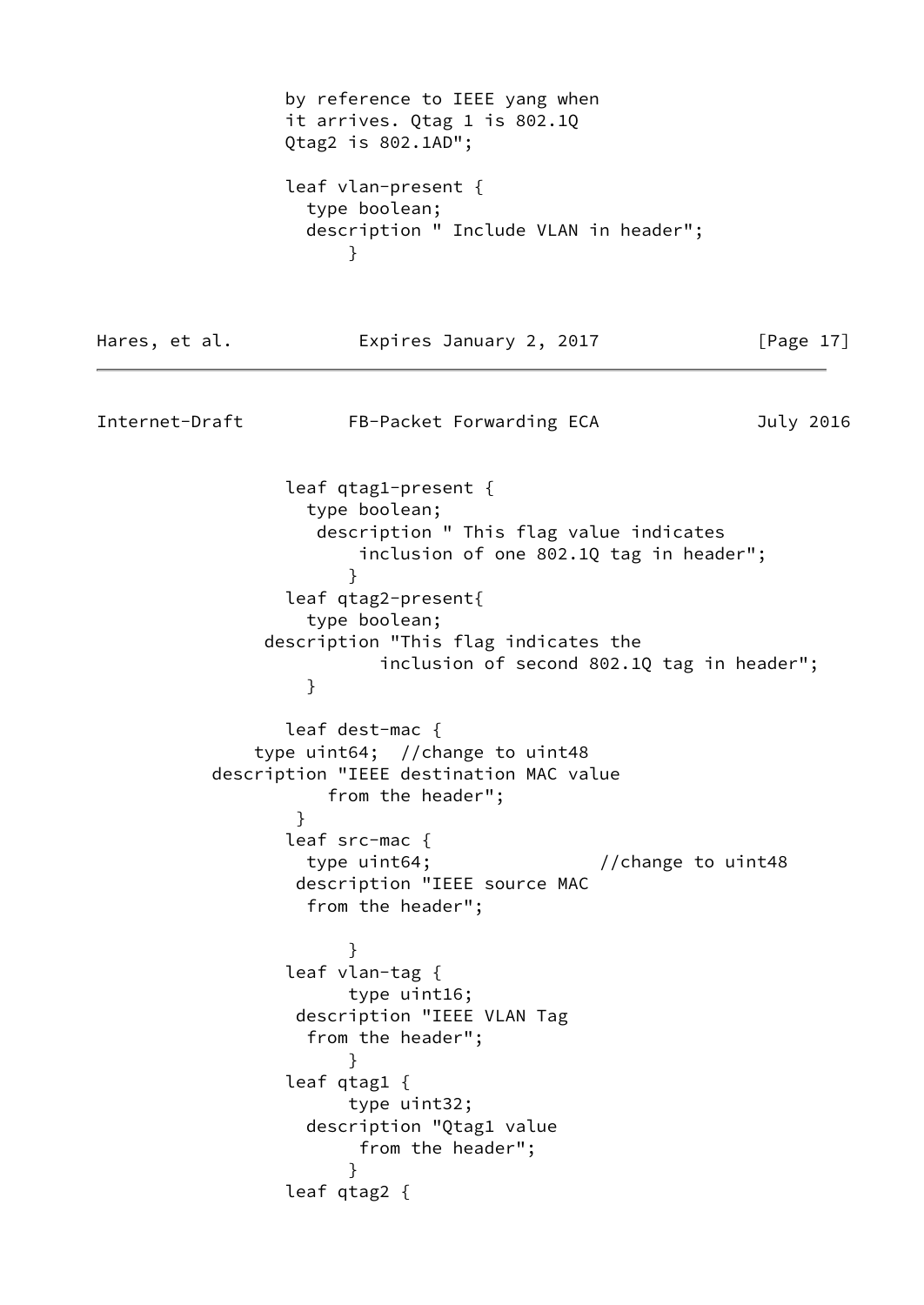```
                 by reference to IEEE yang when
                 it arrives. Qtag 1 is 802.1Q
                 Qtag2 is 802.1AD";

                 leaf vlan-present {
                   type boolean;
                   description " Include VLAN in header";
                       }
```

```
                 leaf qtag1-present {
                   type boolean;
                    description " This flag value indicates
                        inclusion of one 802.1Q tag in header";
                       }
                 leaf qtag2-present{
                   type boolean;
               description "This flag indicates the
                          inclusion of second 802.1Q tag in header";
                   }

                 leaf dest-mac {
                type uint64;  //change to uint48
            description "IEEE destination MAC value
                       from the header";
                  }
                 leaf src-mac {
                   type uint64;                //change to uint48
                  description "IEEE source MAC
                   from the header";

                       }
                 leaf vlan-tag {
                       type uint16;
                  description "IEEE VLAN Tag
                   from the header";
                       }
                 leaf qtag1 {
                       type uint32;
                   description "Qtag1 value
                        from the header";
                       }
                 leaf qtag2 {
```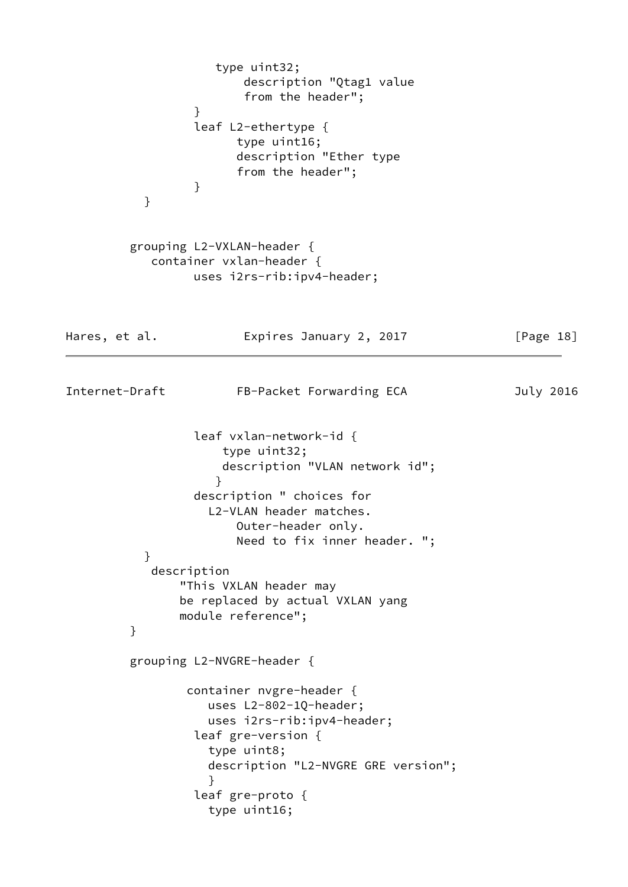```
                  type uint32;
                      description "Qtag1 value
                      from the header";
               }
               leaf L2-ethertype {
                     type uint16;
                     description "Ether type
                     from the header";
               }
        }


         grouping L2-VXLAN-header {
            container vxlan-header {
                  uses i2rs-rib:ipv4-header;
```

```
               leaf vxlan-network-id {
                   type uint32;
                   description "VLAN network id";
                  }
               description " choices for
                 L2-VLAN header matches.
                     Outer-header only.
                     Need to fix inner header. ";
        }
         description
             "This VXLAN header may
             be replaced by actual VXLAN yang
             module reference";
        }

         grouping L2-NVGRE-header {

                 container nvgre-header {
                    uses L2-802-1Q-header;
                    uses i2rs-rib:ipv4-header;
                  leaf gre-version {
                    type uint8;
                    description "L2-NVGRE GRE version";
                    }
                  leaf gre-proto {
                    type uint16;
```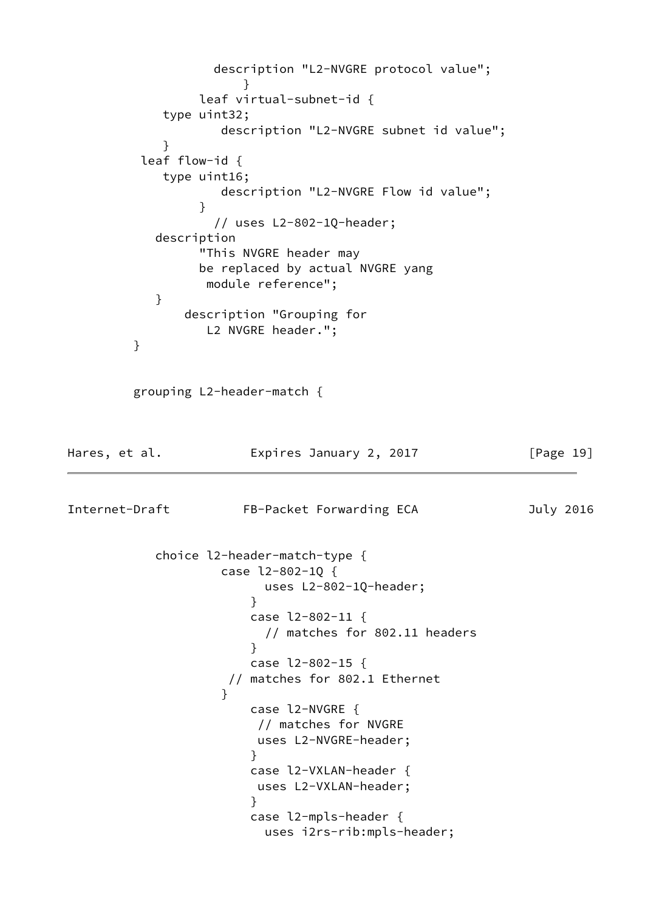```
                 description "L2-NVGRE protocol value";
                     }
               leaf virtual-subnet-id {
          type uint32;
                  description "L2-NVGRE subnet id value";
          }
       leaf flow-id {
          type uint16;
                  description "L2-NVGRE Flow id value";
               }
                 // uses L2-802-1Q-header;
         description
               "This NVGRE header may
               be replaced by actual NVGRE yang
                module reference";
         }
             description "Grouping for
                L2 NVGRE header.";
        }


        grouping L2-header-match {
```

```
           choice l2-header-match-type {
                    case l2-802-1Q {
                          uses L2-802-1Q-header;
                        }
                        case l2-802-11 {
                          // matches for 802.11 headers
                        }
                        case l2-802-15 {
                     // matches for 802.1 Ethernet
                    }
                        case l2-NVGRE {
                         // matches for NVGRE
                         uses L2-NVGRE-header;
                        }
                        case l2-VXLAN-header {
                         uses L2-VXLAN-header;
                        }
                        case l2-mpls-header {
                          uses i2rs-rib:mpls-header;
```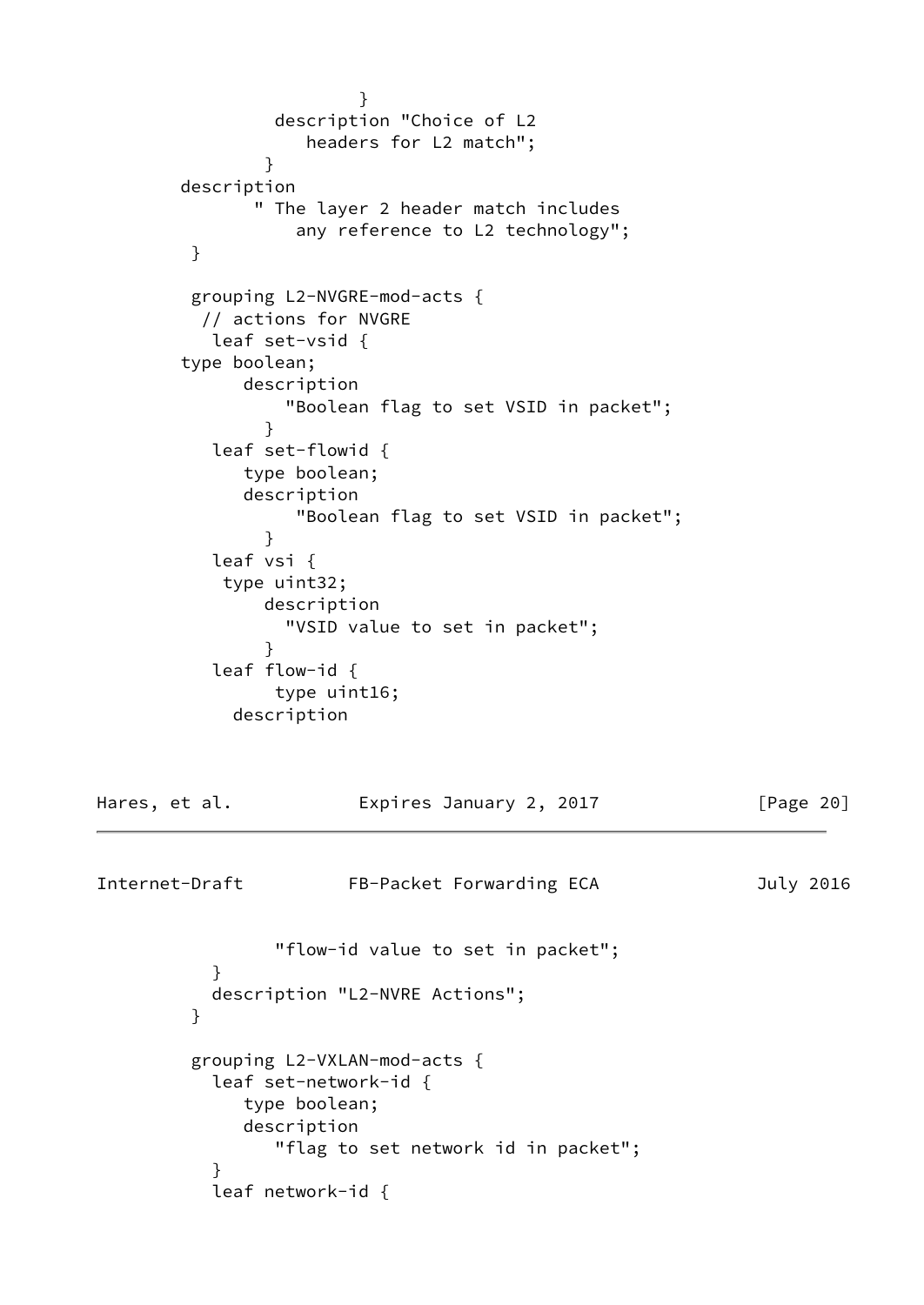```
                        }
                description "Choice of L2
                   headers for L2 match";
               }
        description
               " The layer 2 header match includes
                   any reference to L2 technology";
         }

         grouping L2-NVGRE-mod-acts {
          // actions for NVGRE
           leaf set-vsid {
        type boolean;
              description
                  "Boolean flag to set VSID in packet";
               }
           leaf set-flowid {
              type boolean;
              description
                   "Boolean flag to set VSID in packet";
               }
           leaf vsi {
            type uint32;
                description
                  "VSID value to set in packet";
               }
           leaf flow-id {
                 type uint16;
             description
```

```
                "flow-id value to set in packet";
           }
           description "L2-NVRE Actions";
         }

         grouping L2-VXLAN-mod-acts {
           leaf set-network-id {
              type boolean;
              description
                 "flag to set network id in packet";
           }
           leaf network-id {
```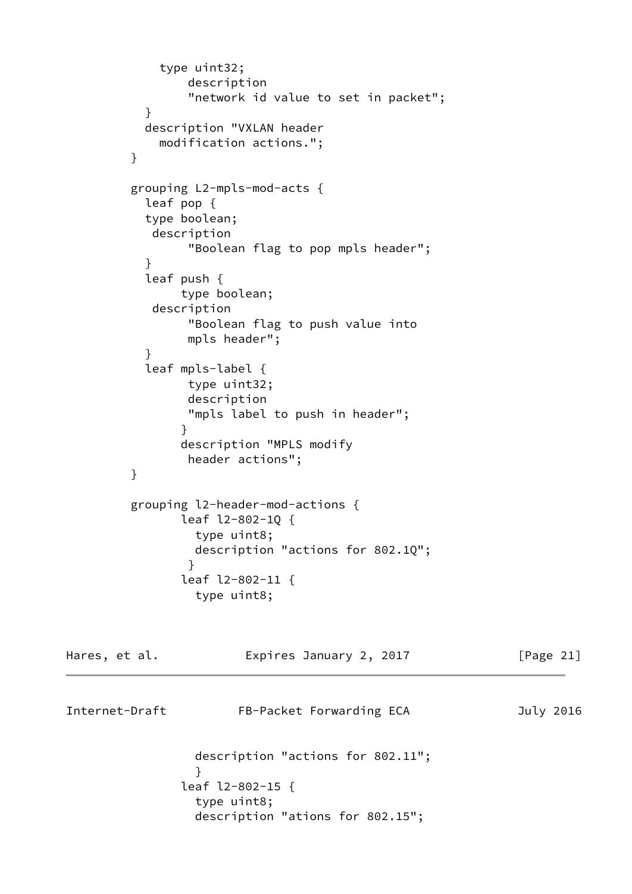```
            type uint32;
                description
                "network id value to set in packet";
          }
          description "VXLAN header
            modification actions.";
        }

        grouping L2-mpls-mod-acts {
          leaf pop {
          type boolean;
           description
                "Boolean flag to pop mpls header";
          }
          leaf push {
               type boolean;
           description
                "Boolean flag to push value into
                mpls header";
          }
          leaf mpls-label {
                type uint32;
                description
                "mpls label to push in header";
               }
               description "MPLS modify
                header actions";
        }

        grouping l2-header-mod-actions {
               leaf l2-802-1Q {
                 type uint8;
                 description "actions for 802.1Q";
                }
               leaf l2-802-11 {
                 type uint8;
```

```
                 description "actions for 802.11";
                 }
               leaf l2-802-15 {
                 type uint8;
                 description "ations for 802.15";
```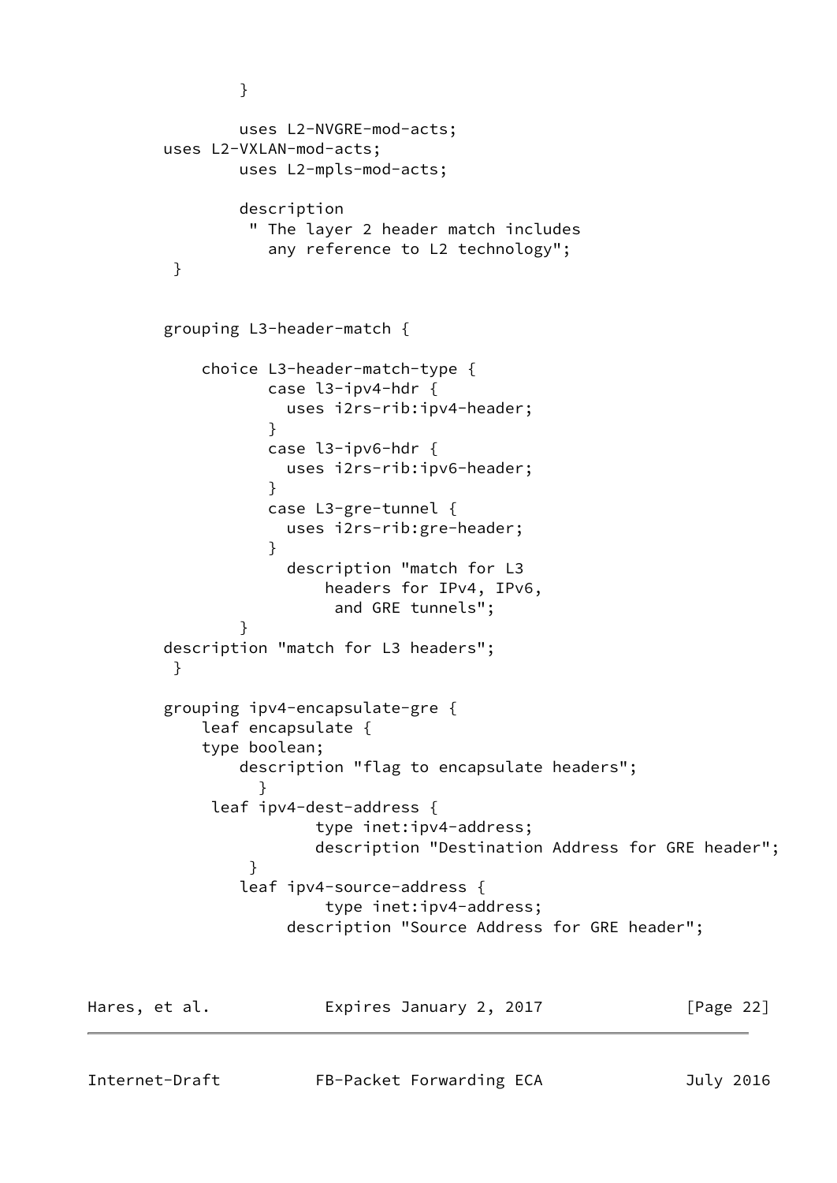```
                }

                uses L2-NVGRE-mod-acts;
        uses L2-VXLAN-mod-acts;
                uses L2-mpls-mod-acts;

                description
                 " The layer 2 header match includes
                   any reference to L2 technology";
         }


        grouping L3-header-match {

            choice L3-header-match-type {
                   case l3-ipv4-hdr {
                     uses i2rs-rib:ipv4-header;
                   }
                   case l3-ipv6-hdr {
                     uses i2rs-rib:ipv6-header;
                   }
                   case L3-gre-tunnel {
                     uses i2rs-rib:gre-header;
                   }
                     description "match for L3
                         headers for IPv4, IPv6,
                          and GRE tunnels";
                }
        description "match for L3 headers";
         }

        grouping ipv4-encapsulate-gre {
            leaf encapsulate {
            type boolean;
                description "flag to encapsulate headers";
                  }
             leaf ipv4-dest-address {
                        type inet:ipv4-address;
                        description "Destination Address for GRE header";
                 }
                leaf ipv4-source-address {
                         type inet:ipv4-address;
                     description "Source Address for GRE header";
```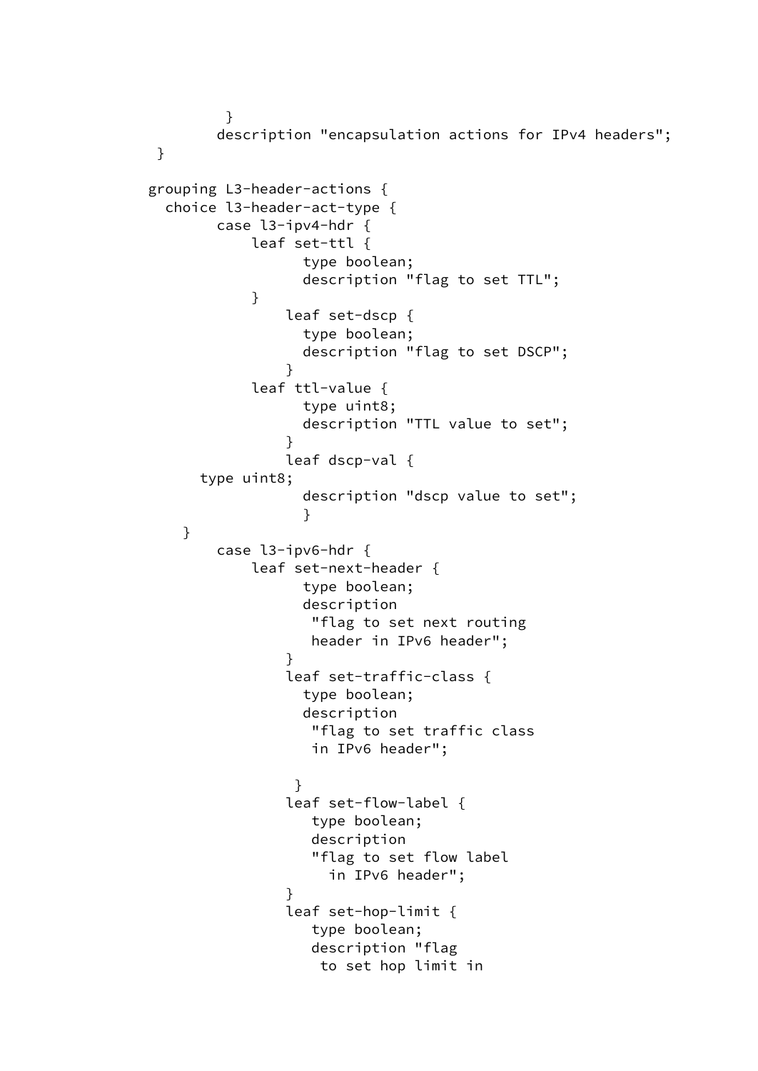```
         }
        description "encapsulation actions for IPv4 headers";
 }

grouping L3-header-actions {
  choice l3-header-act-type {
        case l3-ipv4-hdr {
            leaf set-ttl {
                  type boolean;
                  description "flag to set TTL";
            }
                leaf set-dscp {
                  type boolean;
                  description "flag to set DSCP";
                }
            leaf ttl-value {
                  type uint8;
                  description "TTL value to set";
                }
                leaf dscp-val {
      type uint8;
                  description "dscp value to set";
                  }
    }
        case l3-ipv6-hdr {
            leaf set-next-header {
                  type boolean;
                  description
                   "flag to set next routing
                   header in IPv6 header";
                }
                leaf set-traffic-class {
                  type boolean;
                  description
                   "flag to set traffic class
                   in IPv6 header";

                 }
                leaf set-flow-label {
                   type boolean;
                   description
                   "flag to set flow label
                     in IPv6 header";
                }
                leaf set-hop-limit {
                   type boolean;
                   description "flag
                    to set hop limit in
```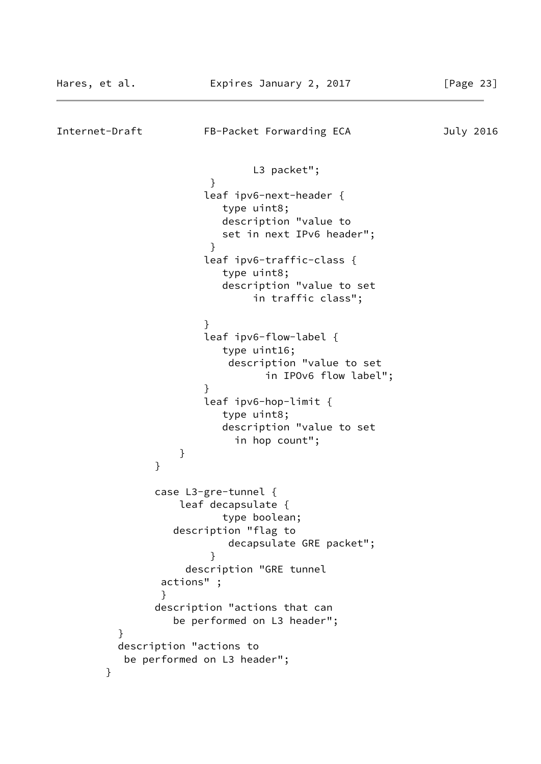```
                             L3 packet";
                      }
                     leaf ipv6-next-header {
                        type uint8;
                        description "value to
                        set in next IPv6 header";
                      }
                     leaf ipv6-traffic-class {
                        type uint8;
                        description "value to set
                             in traffic class";

                     }
                     leaf ipv6-flow-label {
                        type uint16;
                         description "value to set
                               in IPOv6 flow label";
                     }
                     leaf ipv6-hop-limit {
                        type uint8;
                        description "value to set
                          in hop count";
                 }
             }

             case L3-gre-tunnel {
                 leaf decapsulate {
                        type boolean;
                   description "flag to
                         decapsulate GRE packet";
                      }
                    description "GRE tunnel
              actions" ;
              }
             description "actions that can
                be performed on L3 header";
         }
         description "actions to
          be performed on L3 header";
       }
```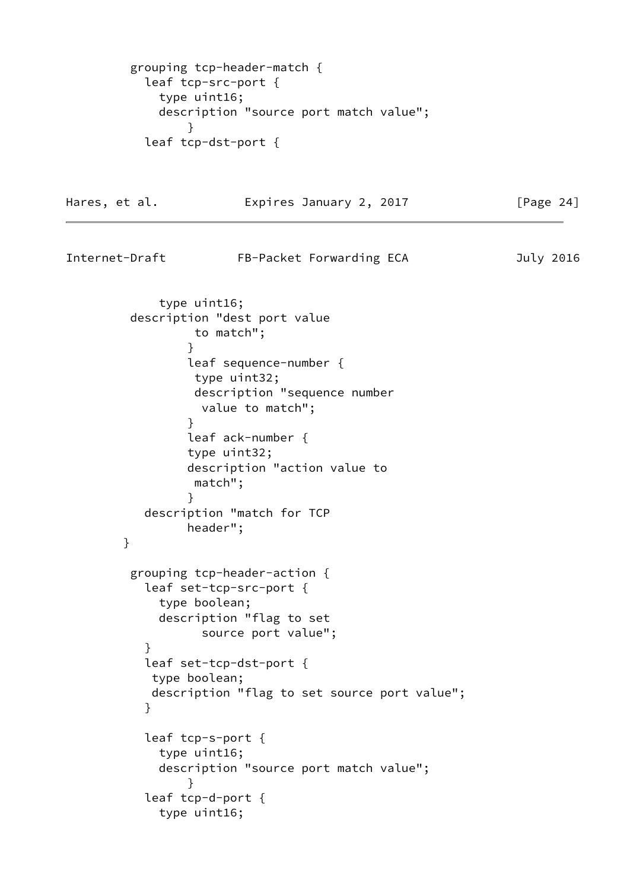```
         grouping tcp-header-match {
           leaf tcp-src-port {
             type uint16;
             description "source port match value";
                 }
           leaf tcp-dst-port {
```

```
             type uint16;
         description "dest port value
                  to match";
                 }
                 leaf sequence-number {
                  type uint32;
                  description "sequence number
                   value to match";
                 }
                 leaf ack-number {
                 type uint32;
                 description "action value to
                  match";
                 }
           description "match for TCP
                 header";
        }

         grouping tcp-header-action {
           leaf set-tcp-src-port {
             type boolean;
             description "flag to set
                   source port value";
           }
           leaf set-tcp-dst-port {
            type boolean;
            description "flag to set source port value";
           }

           leaf tcp-s-port {
             type uint16;
             description "source port match value";
                 }
           leaf tcp-d-port {
             type uint16;
```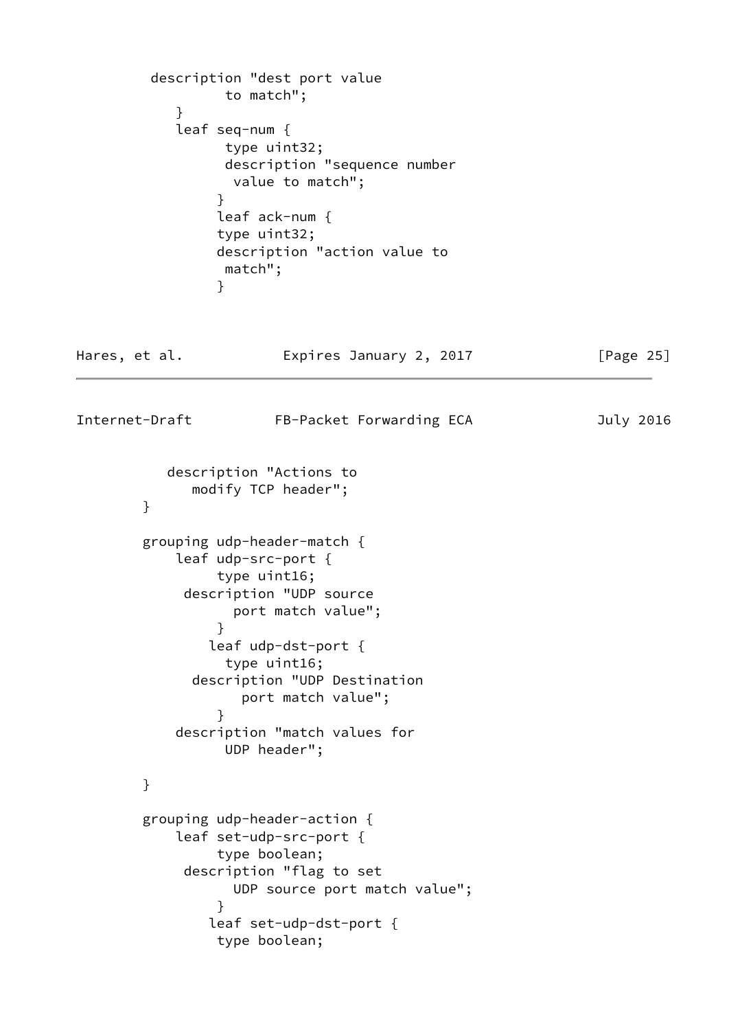```
         description "dest port value
                  to match";
            }
            leaf seq-num {
                  type uint32;
                  description "sequence number
                   value to match";
                 }
                 leaf ack-num {
                 type uint32;
                 description "action value to
                  match";
                 }
```

```
           description "Actions to
              modify TCP header";
        }

        grouping udp-header-match {
            leaf udp-src-port {
                 type uint16;
             description "UDP source
                   port match value";
                 }
                leaf udp-dst-port {
                  type uint16;
              description "UDP Destination
                    port match value";
                 }
            description "match values for
                  UDP header";

        }

        grouping udp-header-action {
            leaf set-udp-src-port {
                 type boolean;
             description "flag to set
                   UDP source port match value";
                 }
                leaf set-udp-dst-port {
                 type boolean;
```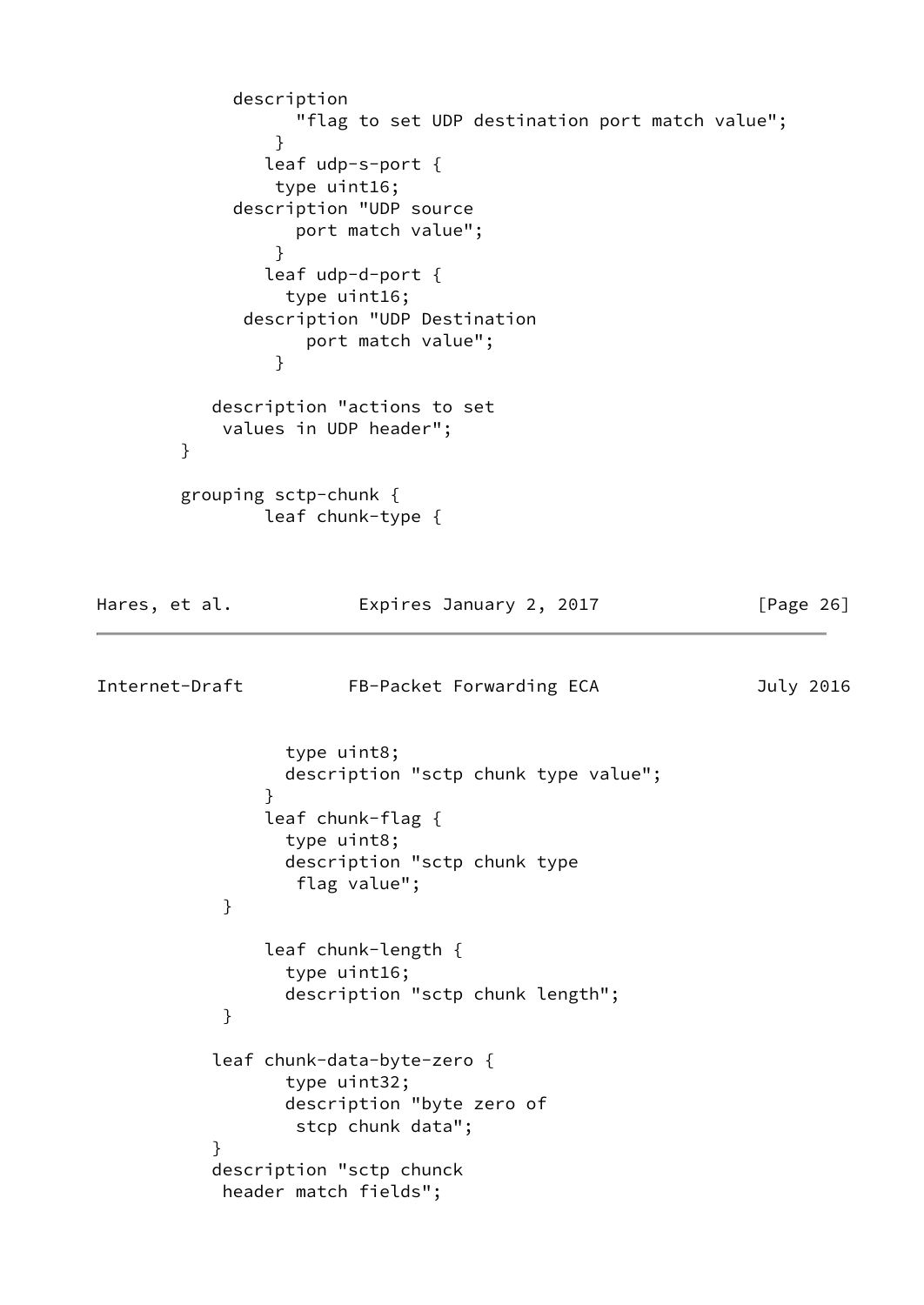```
          description
               "flag to set UDP destination port match value";
              }
             leaf udp-s-port {
              type uint16;
          description "UDP source
               port match value";
              }
             leaf udp-d-port {
               type uint16;
           description "UDP Destination
                port match value";
              }

        description "actions to set
         values in UDP header";
     }

     grouping sctp-chunk {
             leaf chunk-type {
```

```
               type uint8;
               description "sctp chunk type value";
             }
             leaf chunk-flag {
               type uint8;
               description "sctp chunk type
                flag value";
         }

             leaf chunk-length {
               type uint16;
               description "sctp chunk length";
         }

        leaf chunk-data-byte-zero {
               type uint32;
               description "byte zero of
                stcp chunk data";
        }
        description "sctp chunck
         header match fields";
```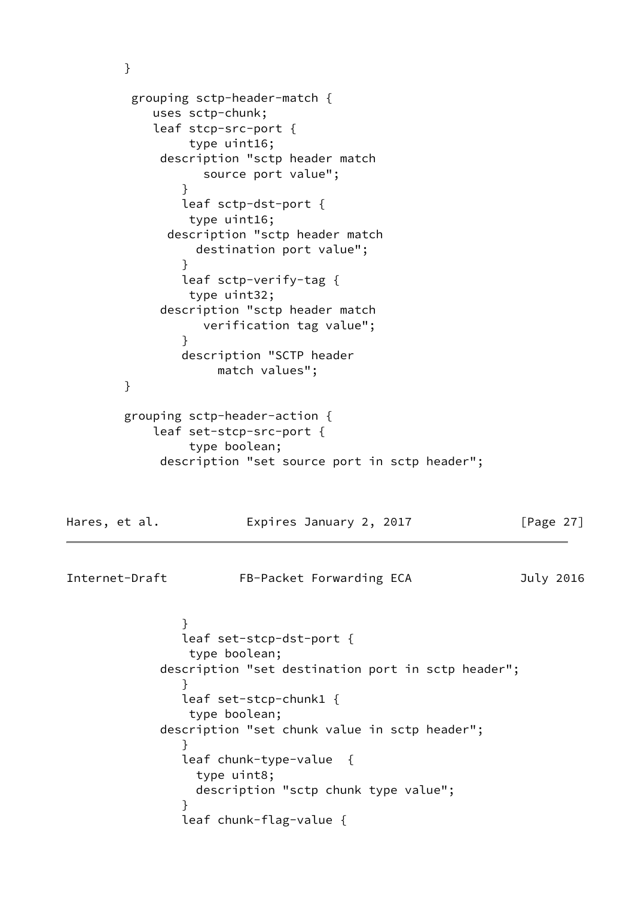```
        }

         grouping sctp-header-match {
            uses sctp-chunk;
            leaf stcp-src-port {
                 type uint16;
             description "sctp header match
                   source port value";
                }
                leaf sctp-dst-port {
                 type uint16;
               description "sctp header match
                  destination port value";
                }
                leaf sctp-verify-tag {
                 type uint32;
             description "sctp header match
                   verification tag value";
                }
                description "SCTP header
                     match values";
        }

        grouping sctp-header-action {
            leaf set-stcp-src-port {
                 type boolean;
             description "set source port in sctp header";
```

```
                }
                leaf set-stcp-dst-port {
                 type boolean;
             description "set destination port in sctp header";
                }
                leaf set-stcp-chunk1 {
                 type boolean;
             description "set chunk value in sctp header";
                }
                leaf chunk-type-value  {
                  type uint8;
                  description "sctp chunk type value";
                }
                leaf chunk-flag-value {
```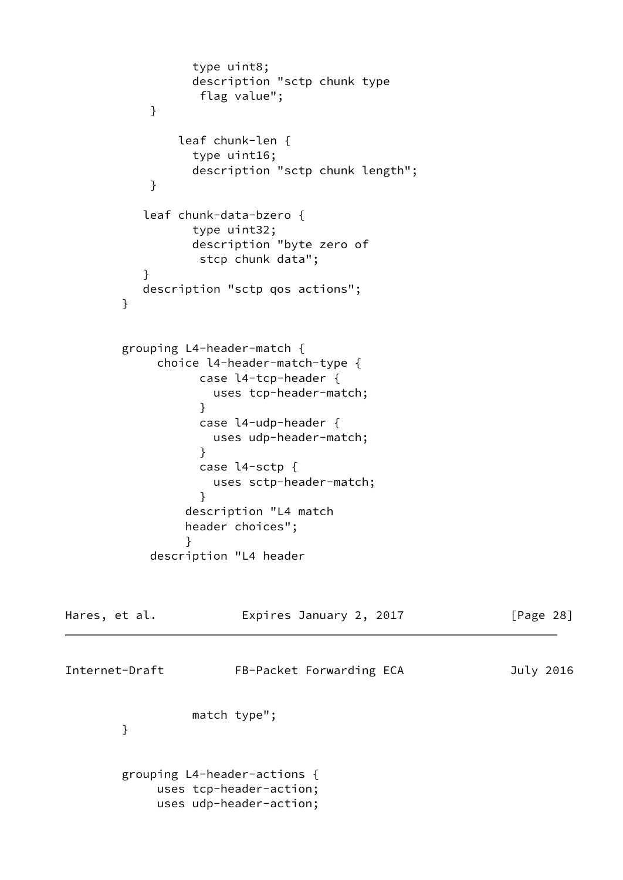```
                type uint8;
                description "sctp chunk type
                 flag value";
            }

              leaf chunk-len {
                type uint16;
                description "sctp chunk length";
            }

           leaf chunk-data-bzero {
                type uint32;
                description "byte zero of
                 stcp chunk data";
           }
           description "sctp qos actions";
        }


        grouping L4-header-match {
             choice l4-header-match-type {
                   case l4-tcp-header {
                     uses tcp-header-match;
                   }
                   case l4-udp-header {
                     uses udp-header-match;
                   }
                   case l4-sctp {
                     uses sctp-header-match;
                   }
                  description "L4 match
                  header choices";
                  }
             description "L4 header
```

```
                match type";
        }


        grouping L4-header-actions {
             uses tcp-header-action;
             uses udp-header-action;
```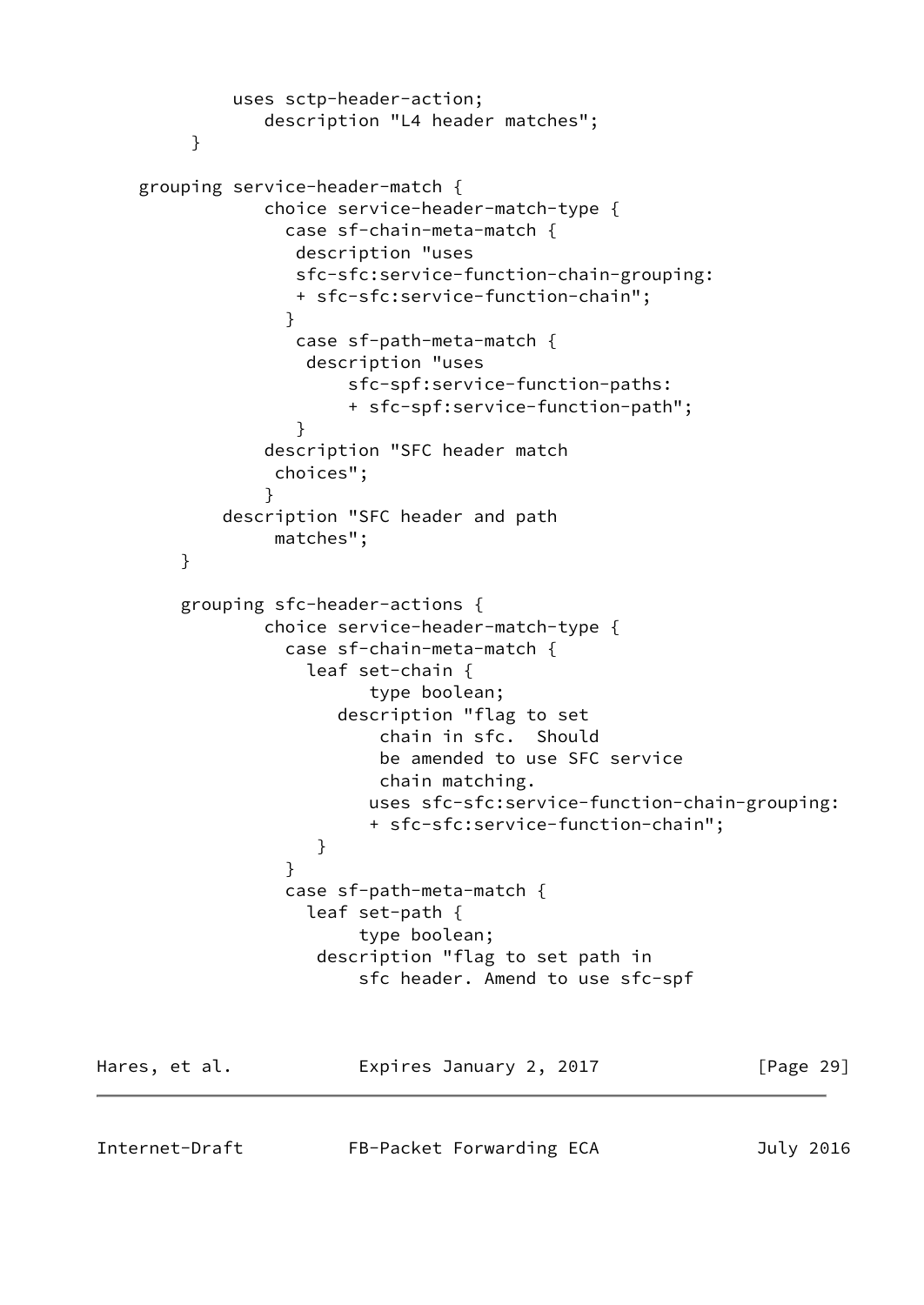```
             uses sctp-header-action;
                description "L4 header matches";
         }

    grouping service-header-match {
                choice service-header-match-type {
                  case sf-chain-meta-match {
                   description "uses
                   sfc-sfc:service-function-chain-grouping:
                   + sfc-sfc:service-function-chain";
                  }
                   case sf-path-meta-match {
                    description "uses
                        sfc-spf:service-function-paths:
                        + sfc-spf:service-function-path";
                   }
                description "SFC header match
                 choices";
                }
            description "SFC header and path
                 matches";
        }

        grouping sfc-header-actions {
                choice service-header-match-type {
                  case sf-chain-meta-match {
                    leaf set-chain {
                          type boolean;
                       description "flag to set
                           chain in sfc.  Should
                           be amended to use SFC service
                           chain matching.
                          uses sfc-sfc:service-function-chain-grouping:
                          + sfc-sfc:service-function-chain";
                     }
                  }
                  case sf-path-meta-match {
                    leaf set-path {
                         type boolean;
                     description "flag to set path in
                         sfc header. Amend to use sfc-spf
```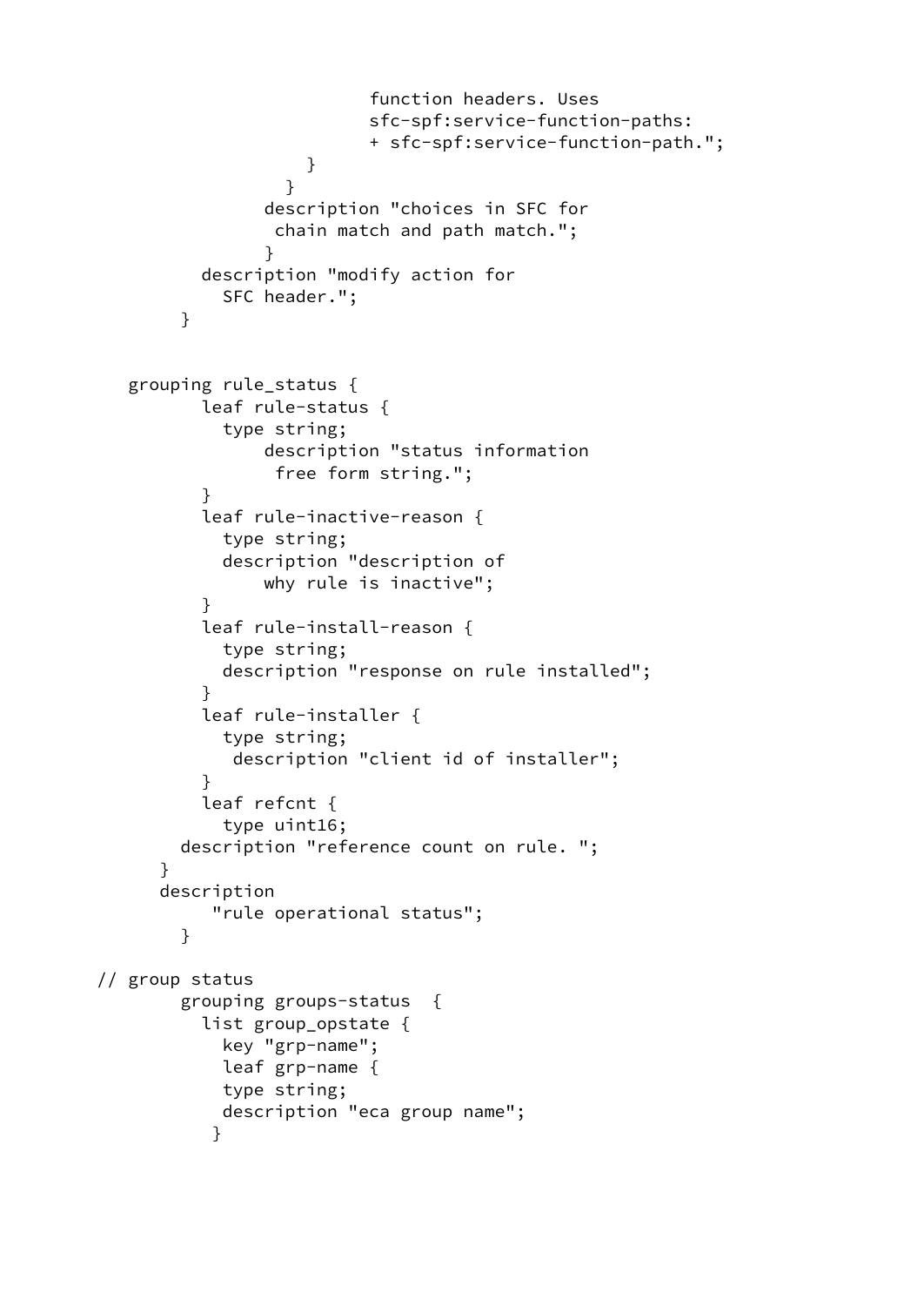```
                             function headers. Uses
                             sfc-spf:service-function-paths:
                             + sfc-spf:service-function-path.";
                       }
                     }
                   description "choices in SFC for
                    chain match and path match.";
                   }
             description "modify action for
               SFC header.";
           }


      grouping rule_status {
             leaf rule-status {
               type string;
                   description "status information
                    free form string.";
             }
             leaf rule-inactive-reason {
               type string;
               description "description of
                   why rule is inactive";
             }
             leaf rule-install-reason {
               type string;
               description "response on rule installed";
             }
             leaf rule-installer {
               type string;
                description "client id of installer";
             }
             leaf refcnt {
               type uint16;
           description "reference count on rule. ";
         }
         description
              "rule operational status";
           }

   // group status
           grouping groups-status  {
             list group_opstate {
               key "grp-name";
               leaf grp-name {
               type string;
               description "eca group name";
              }
```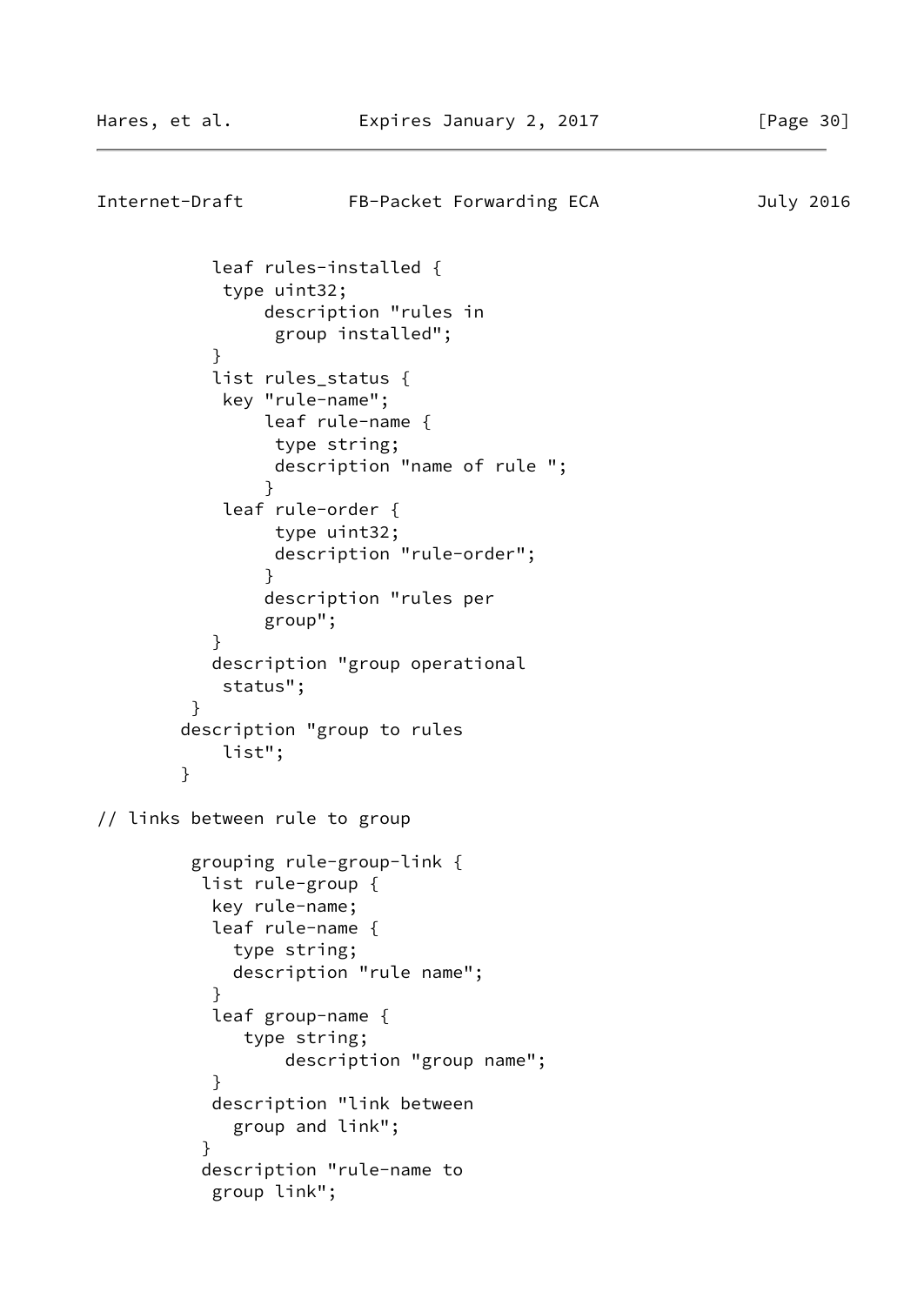```
           leaf rules-installed {
            type uint32;
                description "rules in
                 group installed";
           }
           list rules_status {
            key "rule-name";
                leaf rule-name {
                 type string;
                 description "name of rule ";
                }
            leaf rule-order {
                 type uint32;
                 description "rule-order";
                }
                description "rules per
                group";
           }
           description "group operational
            status";
         }
        description "group to rules
            list";
        }

// links between rule to group

         grouping rule-group-link {
          list rule-group {
           key rule-name;
           leaf rule-name {
             type string;
             description "rule name";
           }
           leaf group-name {
              type string;
                  description "group name";
           }
           description "link between
             group and link";
          }
          description "rule-name to
           group link";
```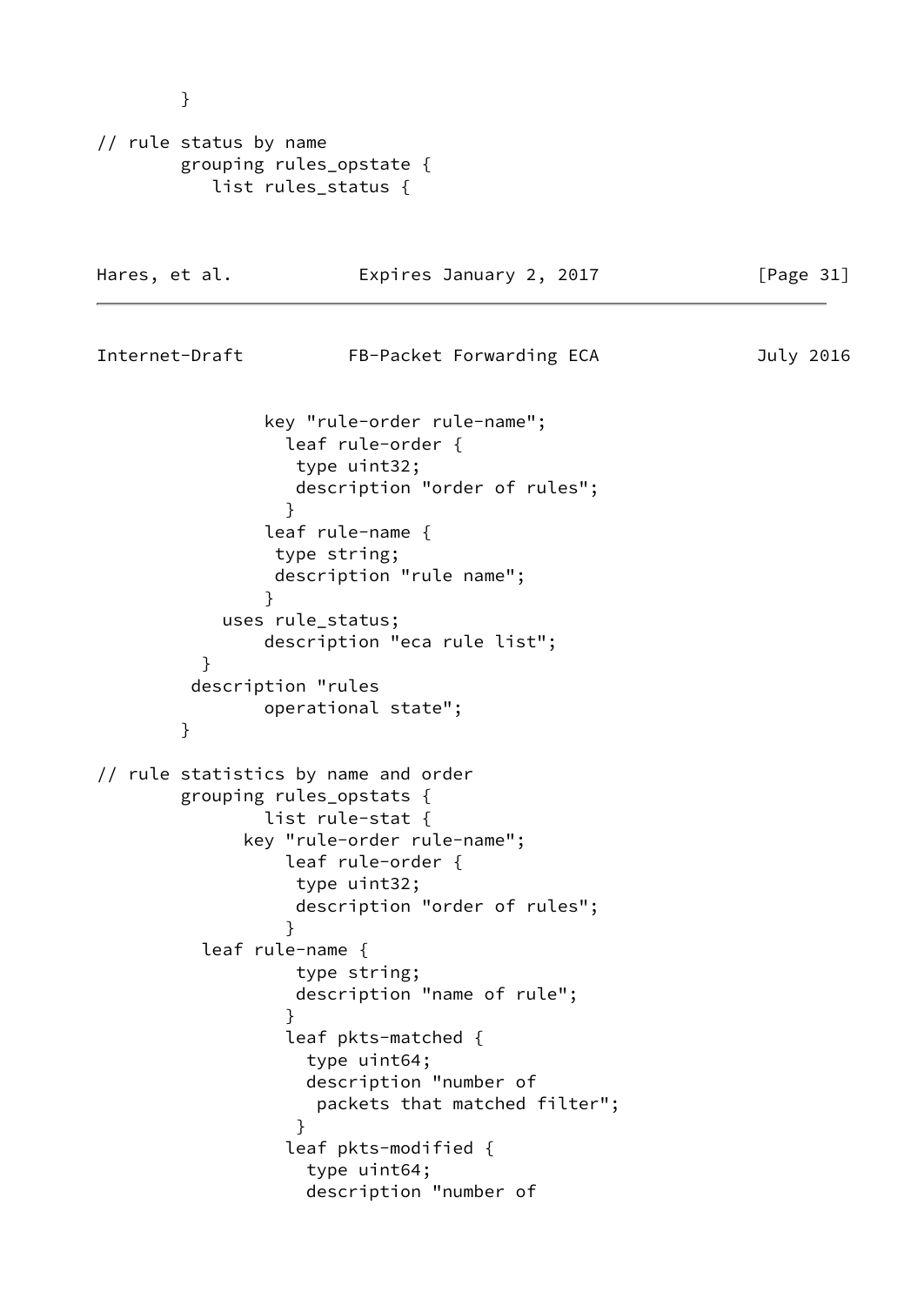```
        }

// rule status by name
        grouping rules_opstate {
           list rules_status {
```

```
                key "rule-order rule-name";
                  leaf rule-order {
                   type uint32;
                   description "order of rules";
                  }
                leaf rule-name {
                 type string;
                 description "rule name";
                }
            uses rule_status;
                description "eca rule list";
          }
         description "rules
                operational state";
        }

// rule statistics by name and order
        grouping rules_opstats {
                list rule-stat {
              key "rule-order rule-name";
                  leaf rule-order {
                   type uint32;
                   description "order of rules";
                  }
          leaf rule-name {
                   type string;
                   description "name of rule";
                  }
                  leaf pkts-matched {
                    type uint64;
                    description "number of
                     packets that matched filter";
                   }
                  leaf pkts-modified {
                    type uint64;
                    description "number of
```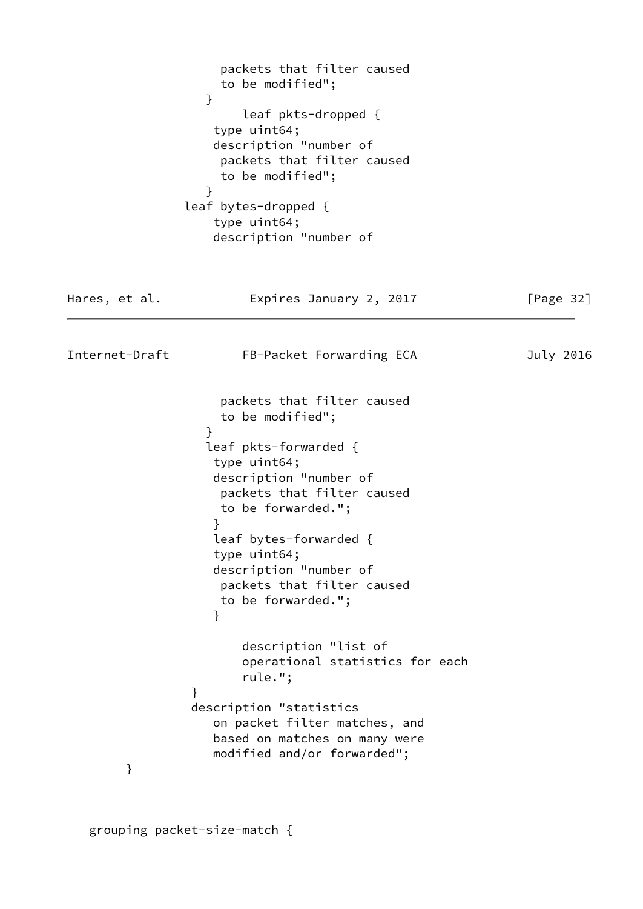```
                    packets that filter caused
                    to be modified";
                  }
                      leaf pkts-dropped {
                   type uint64;
                   description "number of
                    packets that filter caused
                    to be modified";
                  }
               leaf bytes-dropped {
                   type uint64;
                   description "number of
```

```
                    packets that filter caused
                    to be modified";
                  }
                  leaf pkts-forwarded {
                   type uint64;
                   description "number of
                    packets that filter caused
                    to be forwarded.";
                   }
                   leaf bytes-forwarded {
                   type uint64;
                   description "number of
                    packets that filter caused
                    to be forwarded.";
                   }

                      description "list of
                      operational statistics for each
                      rule.";
                }
                description "statistics
                   on packet filter matches, and
                   based on matches on many were
                   modified and/or forwarded";
        }


   grouping packet-size-match {
```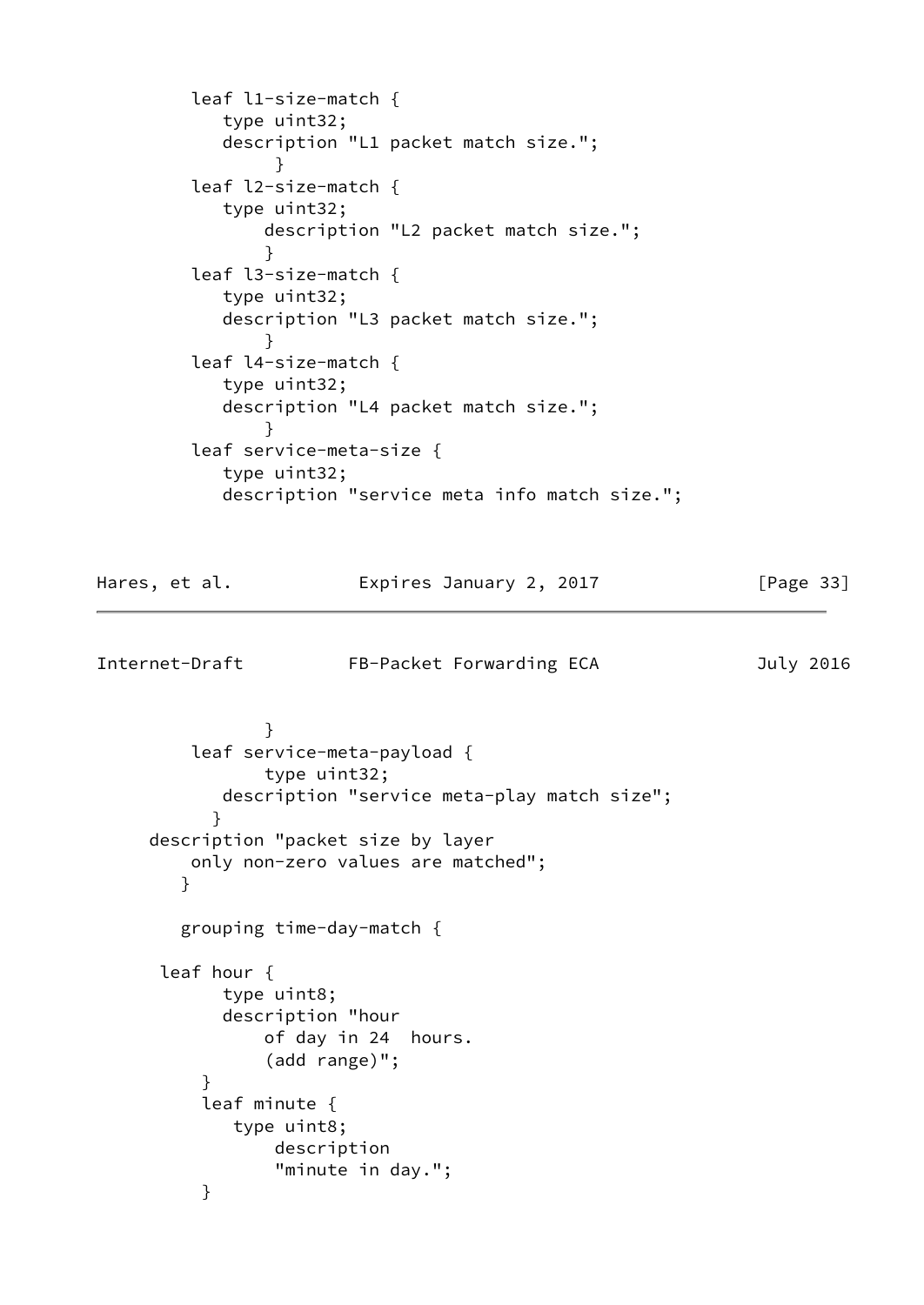```
         leaf l1-size-match {
            type uint32;
            description "L1 packet match size.";
                 }
         leaf l2-size-match {
            type uint32;
                description "L2 packet match size.";
                }
         leaf l3-size-match {
            type uint32;
            description "L3 packet match size.";
                }
         leaf l4-size-match {
            type uint32;
            description "L4 packet match size.";
                }
         leaf service-meta-size {
            type uint32;
            description "service meta info match size.";
```

```
                }
         leaf service-meta-payload {
                type uint32;
            description "service meta-play match size";
           }
     description "packet size by layer
         only non-zero values are matched";
        }

        grouping time-day-match {

      leaf hour {
            type uint8;
            description "hour
                of day in 24  hours.
                (add range)";
          }
          leaf minute {
             type uint8;
                 description
                 "minute in day.";
          }
```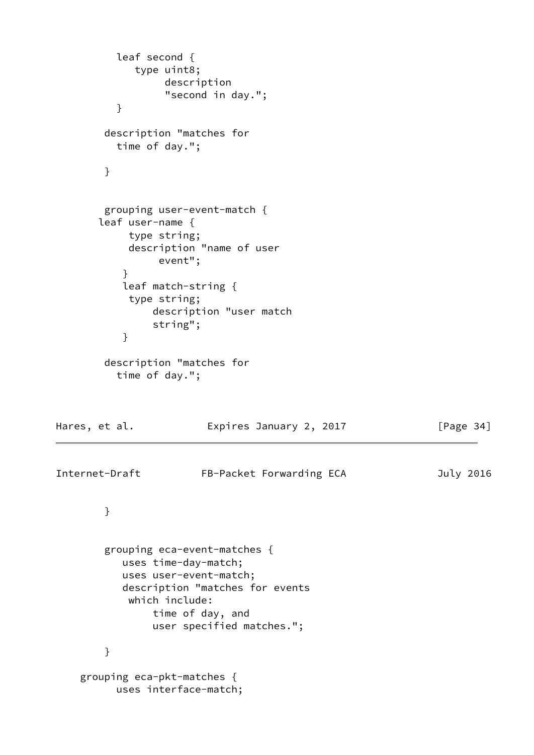```
          leaf second {
             type uint8;
                  description
                  "second in day.";
          }

        description "matches for
          time of day.";

        }


        grouping user-event-match {
       leaf user-name {
            type string;
            description "name of user
                 event";
           }
           leaf match-string {
            type string;
                description "user match
                string";
           }

        description "matches for
          time of day.";
```

```
        }


        grouping eca-event-matches {
           uses time-day-match;
           uses user-event-match;
           description "matches for events
            which include:
                time of day, and
                user specified matches.";

        }

    grouping eca-pkt-matches {
          uses interface-match;
```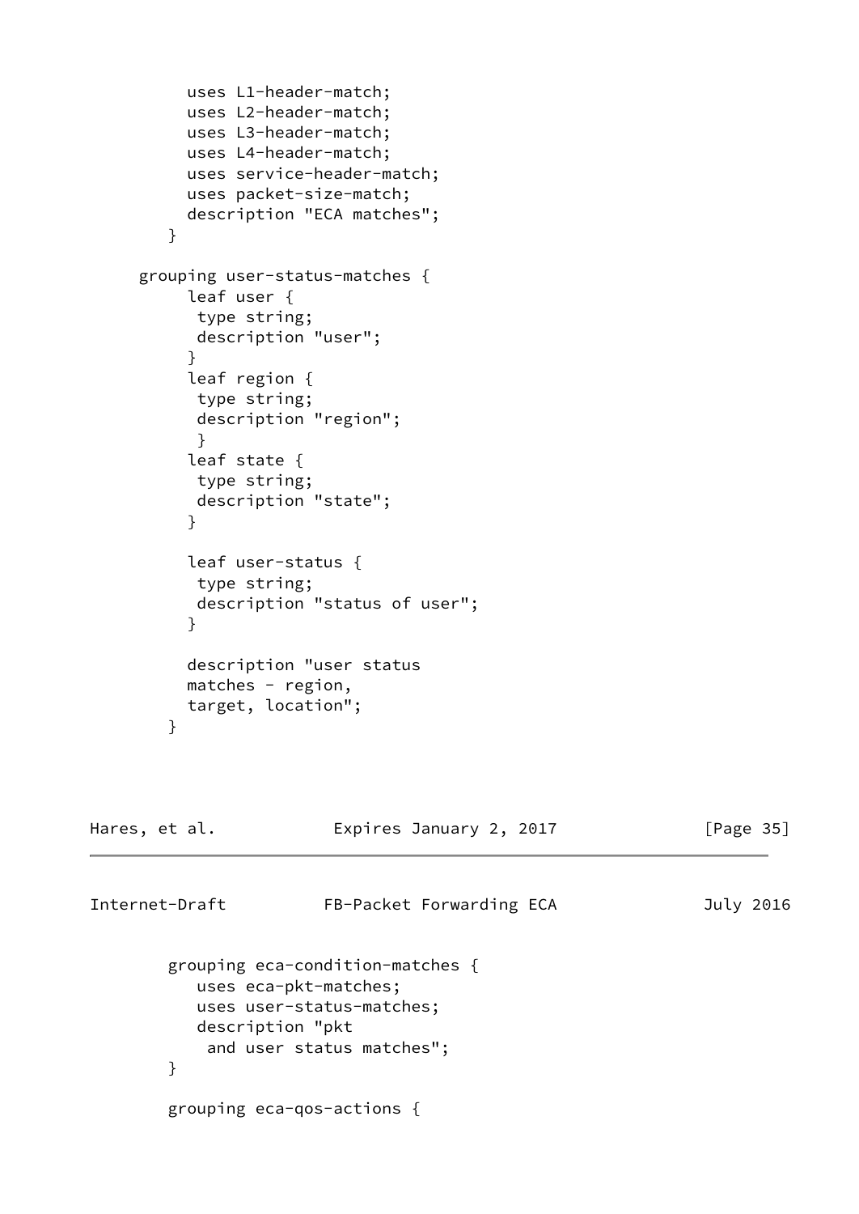```
          uses L1-header-match;
          uses L2-header-match;
          uses L3-header-match;
          uses L4-header-match;
          uses service-header-match;
          uses packet-size-match;
          description "ECA matches";
        }

      grouping user-status-matches {
          leaf user {
           type string;
           description "user";
          }
          leaf region {
           type string;
           description "region";
           }
          leaf state {
           type string;
           description "state";
          }

          leaf user-status {
           type string;
           description "status of user";
          }

          description "user status
          matches - region,
          target, location";
        }
```

```
        grouping eca-condition-matches {
           uses eca-pkt-matches;
           uses user-status-matches;
           description "pkt
            and user status matches";
        }

        grouping eca-qos-actions {
```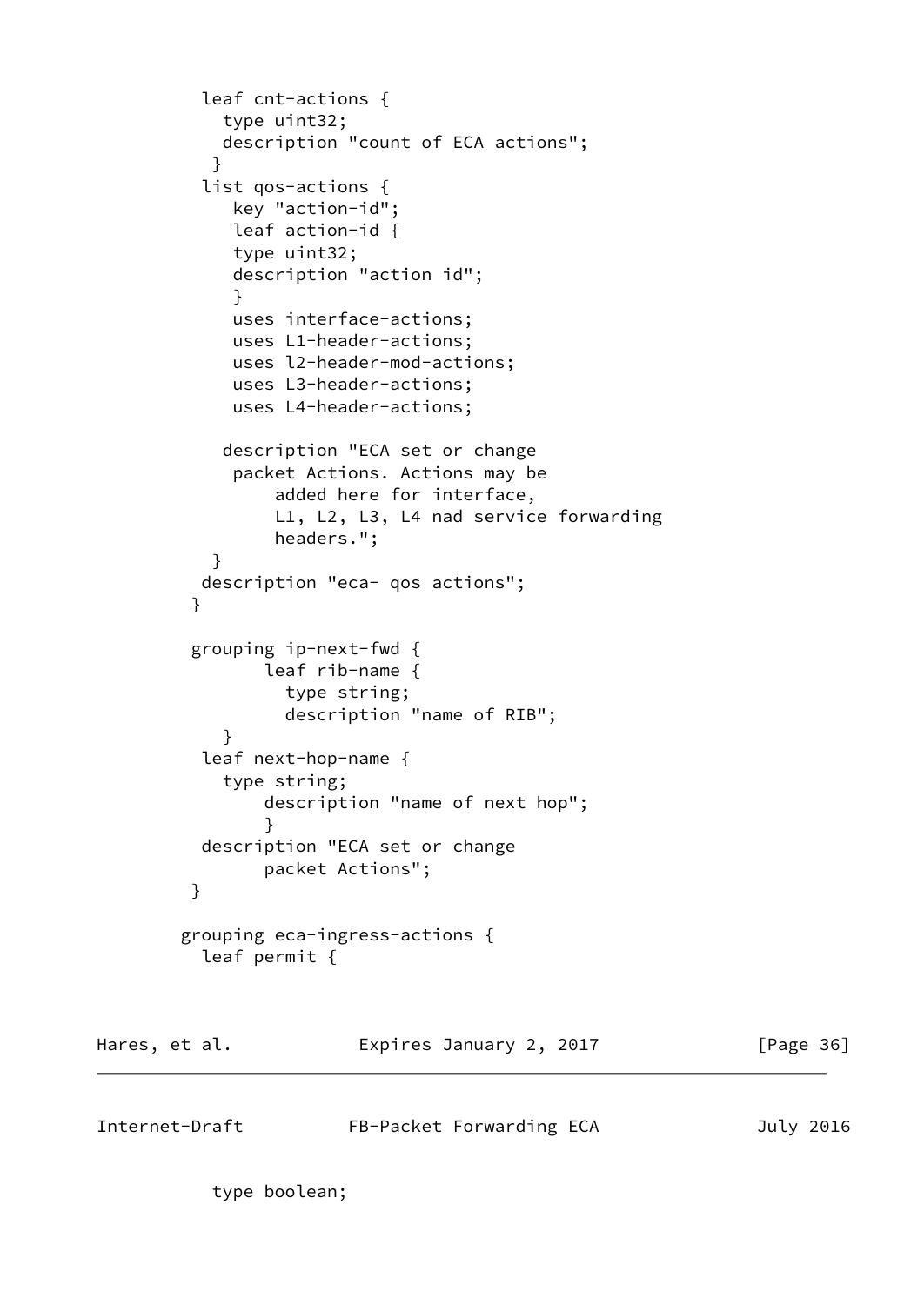```
          leaf cnt-actions {
            type uint32;
            description "count of ECA actions";
           }
          list qos-actions {
             key "action-id";
             leaf action-id {
             type uint32;
             description "action id";
             }
             uses interface-actions;
             uses L1-header-actions;
             uses l2-header-mod-actions;
             uses L3-header-actions;
             uses L4-header-actions;

            description "ECA set or change
             packet Actions. Actions may be
                 added here for interface,
                 L1, L2, L3, L4 nad service forwarding
                 headers.";
           }
          description "eca- qos actions";
         }

         grouping ip-next-fwd {
                leaf rib-name {
                  type string;
                  description "name of RIB";
             }
          leaf next-hop-name {
            type string;
                description "name of next hop";
                }
          description "ECA set or change
                packet Actions";
         }

        grouping eca-ingress-actions {
          leaf permit {
```

```
           type boolean;
```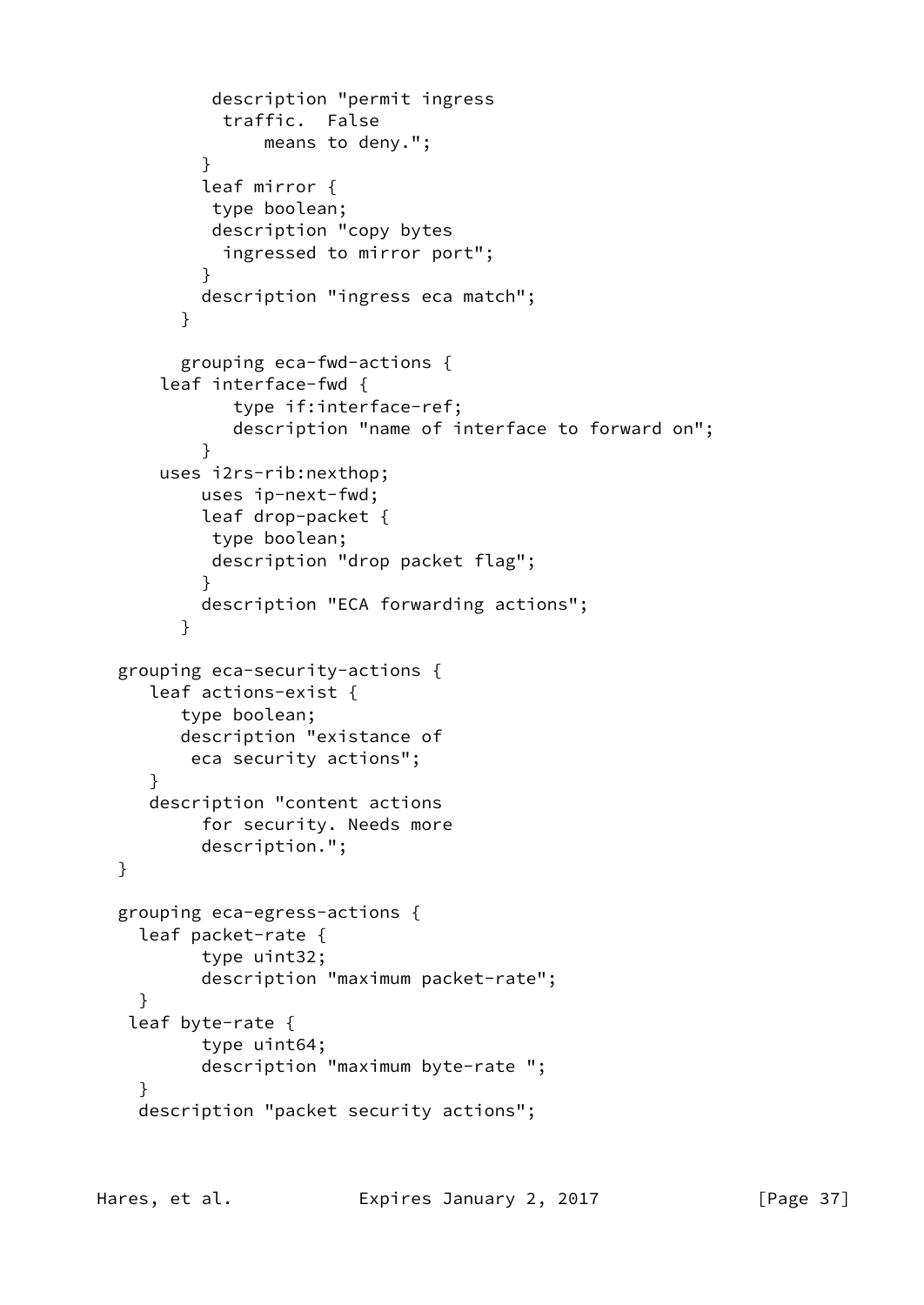```
           description "permit ingress
            traffic.  False
                means to deny.";
          }
          leaf mirror {
           type boolean;
           description "copy bytes
            ingressed to mirror port";
          }
          description "ingress eca match";
        }

        grouping eca-fwd-actions {
      leaf interface-fwd {
             type if:interface-ref;
             description "name of interface to forward on";
          }
      uses i2rs-rib:nexthop;
          uses ip-next-fwd;
          leaf drop-packet {
           type boolean;
           description "drop packet flag";
          }
          description "ECA forwarding actions";
        }

   grouping eca-security-actions {
      leaf actions-exist {
         type boolean;
         description "existance of
          eca security actions";
      }
      description "content actions
           for security. Needs more
           description.";
   }

   grouping eca-egress-actions {
     leaf packet-rate {
           type uint32;
           description "maximum packet-rate";
     }
    leaf byte-rate {
           type uint64;
           description "maximum byte-rate ";
     }
     description "packet security actions";
```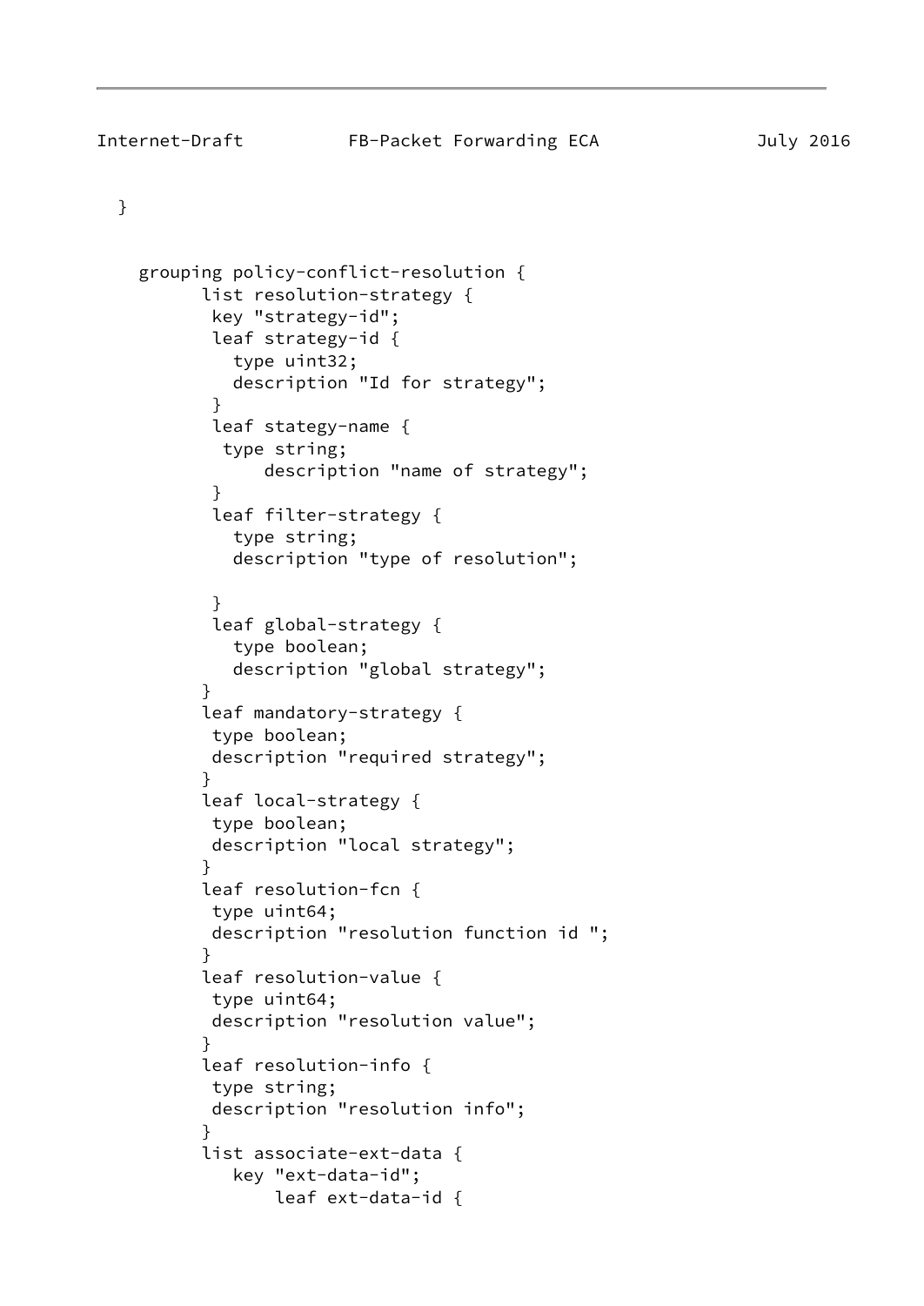```
  }


    grouping policy-conflict-resolution {
          list resolution-strategy {
           key "strategy-id";
           leaf strategy-id {
             type uint32;
             description "Id for strategy";
           }
           leaf stategy-name {
            type string;
                description "name of strategy";
           }
           leaf filter-strategy {
             type string;
             description "type of resolution";

           }
           leaf global-strategy {
             type boolean;
             description "global strategy";
          }
          leaf mandatory-strategy {
           type boolean;
           description "required strategy";
          }
          leaf local-strategy {
           type boolean;
           description "local strategy";
          }
          leaf resolution-fcn {
           type uint64;
           description "resolution function id ";
          }
          leaf resolution-value {
           type uint64;
           description "resolution value";
          }
          leaf resolution-info {
           type string;
           description "resolution info";
          }
          list associate-ext-data {
             key "ext-data-id";
                 leaf ext-data-id {
```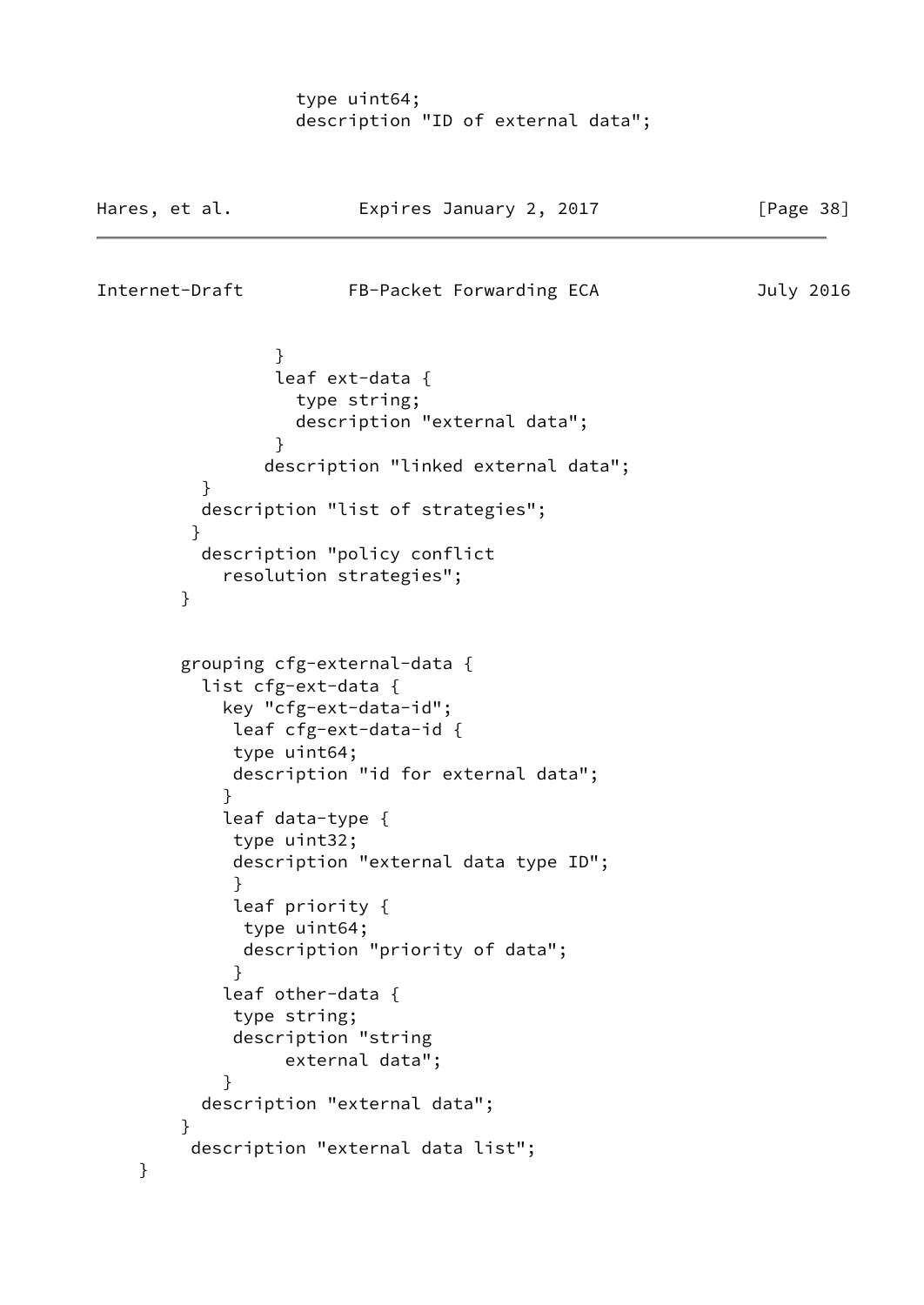```
                  type uint64;
                  description "ID of external data";
```

```
                }
                leaf ext-data {
                  type string;
                  description "external data";
                }
               description "linked external data";
          }
          description "list of strategies";
         }
          description "policy conflict
            resolution strategies";
        }


        grouping cfg-external-data {
          list cfg-ext-data {
            key "cfg-ext-data-id";
             leaf cfg-ext-data-id {
             type uint64;
             description "id for external data";
            }
            leaf data-type {
             type uint32;
             description "external data type ID";
             }
             leaf priority {
              type uint64;
              description "priority of data";
             }
            leaf other-data {
             type string;
             description "string
                  external data";
            }
          description "external data";
        }
         description "external data list";
    }
```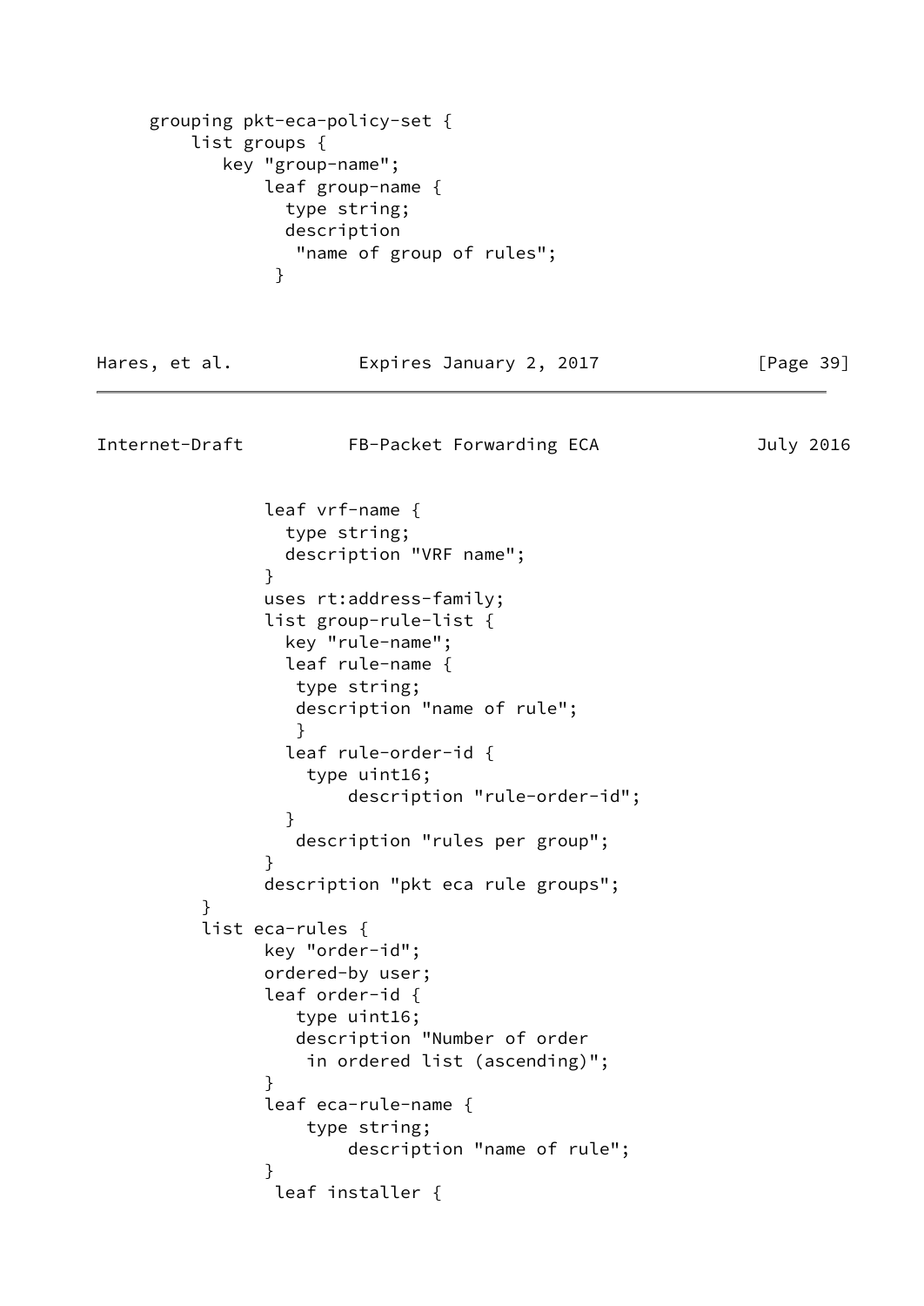```
     grouping pkt-eca-policy-set {
         list groups {
            key "group-name";
                leaf group-name {
                  type string;
                  description
                   "name of group of rules";
                 }
```

```
                leaf vrf-name {
                  type string;
                  description "VRF name";
                }
                uses rt:address-family;
                list group-rule-list {
                  key "rule-name";
                  leaf rule-name {
                   type string;
                   description "name of rule";
                   }
                  leaf rule-order-id {
                    type uint16;
                        description "rule-order-id";
                  }
                   description "rules per group";
                }
                description "pkt eca rule groups";
          }
          list eca-rules {
                key "order-id";
                ordered-by user;
                leaf order-id {
                   type uint16;
                   description "Number of order
                    in ordered list (ascending)";
                }
                leaf eca-rule-name {
                    type string;
                        description "name of rule";
                }
                 leaf installer {
```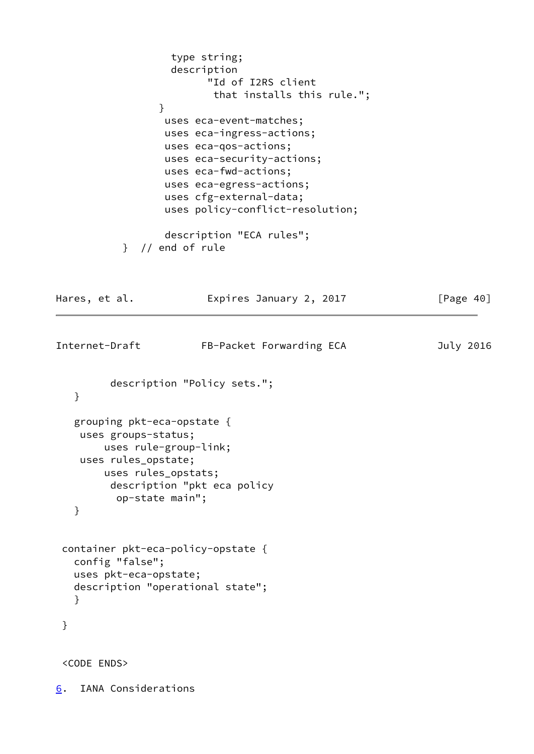```
                  type string;
                  description
                        "Id of I2RS client
                         that installs this rule.";
                }
                 uses eca-event-matches;
                 uses eca-ingress-actions;
                 uses eca-qos-actions;
                 uses eca-security-actions;
                 uses eca-fwd-actions;
                 uses eca-egress-actions;
                 uses cfg-external-data;
                 uses policy-conflict-resolution;

                 description "ECA rules";
          }  // end of rule
```

```
         description "Policy sets.";
   }

   grouping pkt-eca-opstate {
    uses groups-status;
        uses rule-group-link;
    uses rules_opstate;
        uses rules_opstats;
         description "pkt eca policy
          op-state main";
   }


 container pkt-eca-policy-opstate {
   config "false";
   uses pkt-eca-opstate;
   description "operational state";
   }

 }


 <CODE ENDS>
```

## 6. IANA Considerations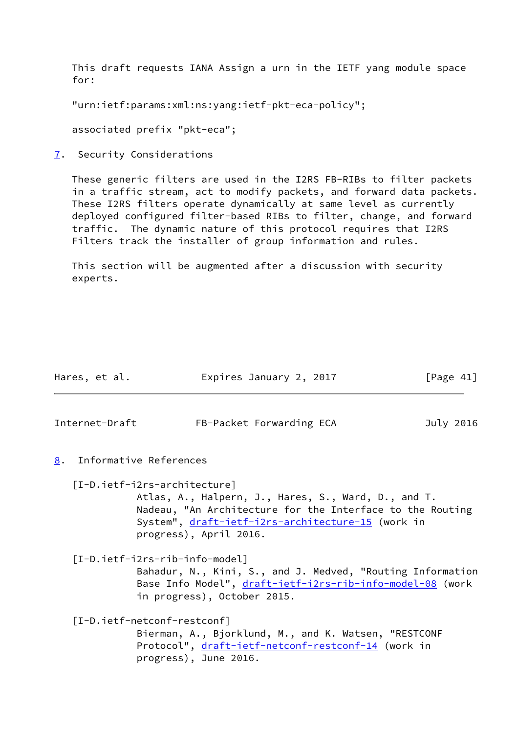This draft requests IANA Assign a urn in the IETF yang module space for:

"urn:ietf:params:xml:ns:yang:ietf-pkt-eca-policy";

associated prefix "pkt-eca";

## 7. Security Considerations

These generic filters are used in the I2RS FB-RIBs to filter packets in a traffic stream, act to modify packets, and forward data packets. These I2RS filters operate dynamically at same level as currently deployed configured filter-based RIBs to filter, change, and forward traffic. The dynamic nature of this protocol requires that I2RS Filters track the installer of group information and rules.

This section will be augmented after a discussion with security experts.

## 8. Informative References

[I-D.ietf-i2rs-architecture]
Atlas, A., Halpern, J., Hares, S., Ward, D., and T. Nadeau, "An Architecture for the Interface to the Routing System", draft-ietf-i2rs-architecture-15 (work in progress), April 2016.

[I-D.ietf-i2rs-rib-info-model]
Bahadur, N., Kini, S., and J. Medved, "Routing Information Base Info Model", draft-ietf-i2rs-rib-info-model-08 (work in progress), October 2015.

[I-D.ietf-netconf-restconf]
Bierman, A., Bjorklund, M., and K. Watsen, "RESTCONF Protocol", draft-ietf-netconf-restconf-14 (work in progress), June 2016.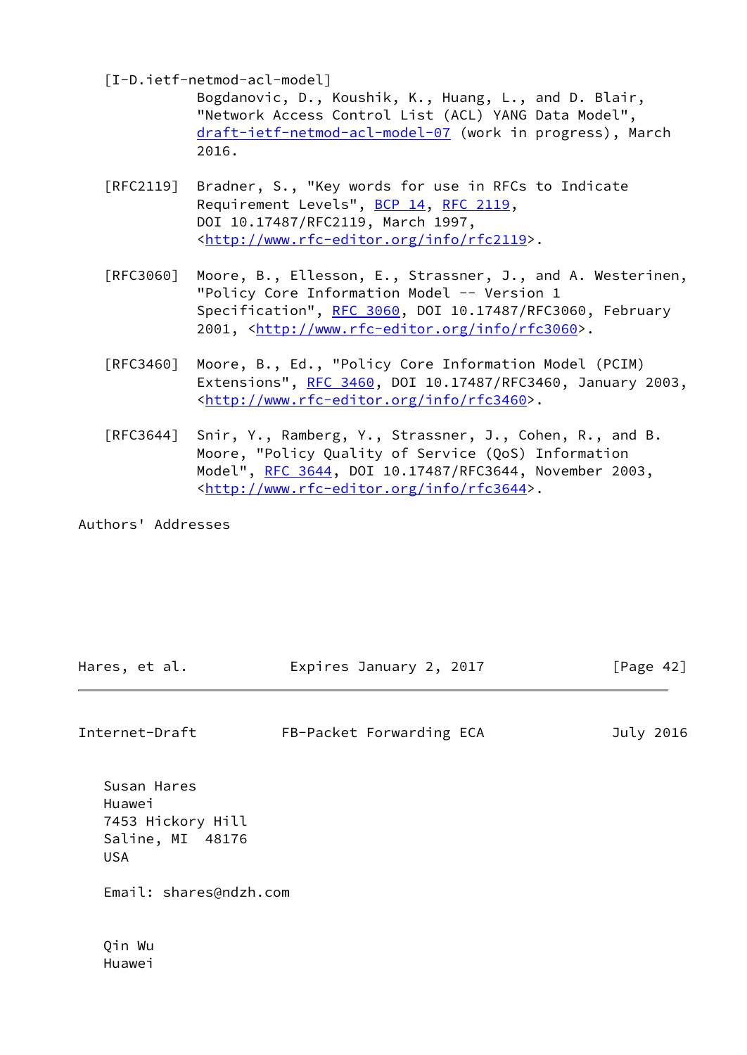[I-D.ietf-netmod-acl-model]
Bogdanovic, D., Koushik, K., Huang, L., and D. Blair, "Network Access Control List (ACL) YANG Data Model", draft-ietf-netmod-acl-model-07 (work in progress), March 2016.

[RFC2119] Bradner, S., "Key words for use in RFCs to Indicate Requirement Levels", BCP 14, RFC 2119, DOI 10.17487/RFC2119, March 1997, <http://www.rfc-editor.org/info/rfc2119>.

[RFC3060] Moore, B., Ellesson, E., Strassner, J., and A. Westerinen, "Policy Core Information Model -- Version 1 Specification", RFC 3060, DOI 10.17487/RFC3060, February 2001, <http://www.rfc-editor.org/info/rfc3060>.

[RFC3460] Moore, B., Ed., "Policy Core Information Model (PCIM) Extensions", RFC 3460, DOI 10.17487/RFC3460, January 2003, <http://www.rfc-editor.org/info/rfc3460>.

[RFC3644] Snir, Y., Ramberg, Y., Strassner, J., Cohen, R., and B. Moore, "Policy Quality of Service (QoS) Information Model", RFC 3644, DOI 10.17487/RFC3644, November 2003, <http://www.rfc-editor.org/info/rfc3644>.

## Authors' Addresses

Susan Hares
Huawei
7453 Hickory Hill
Saline, MI  48176
USA

Email: shares@ndzh.com

Qin Wu
Huawei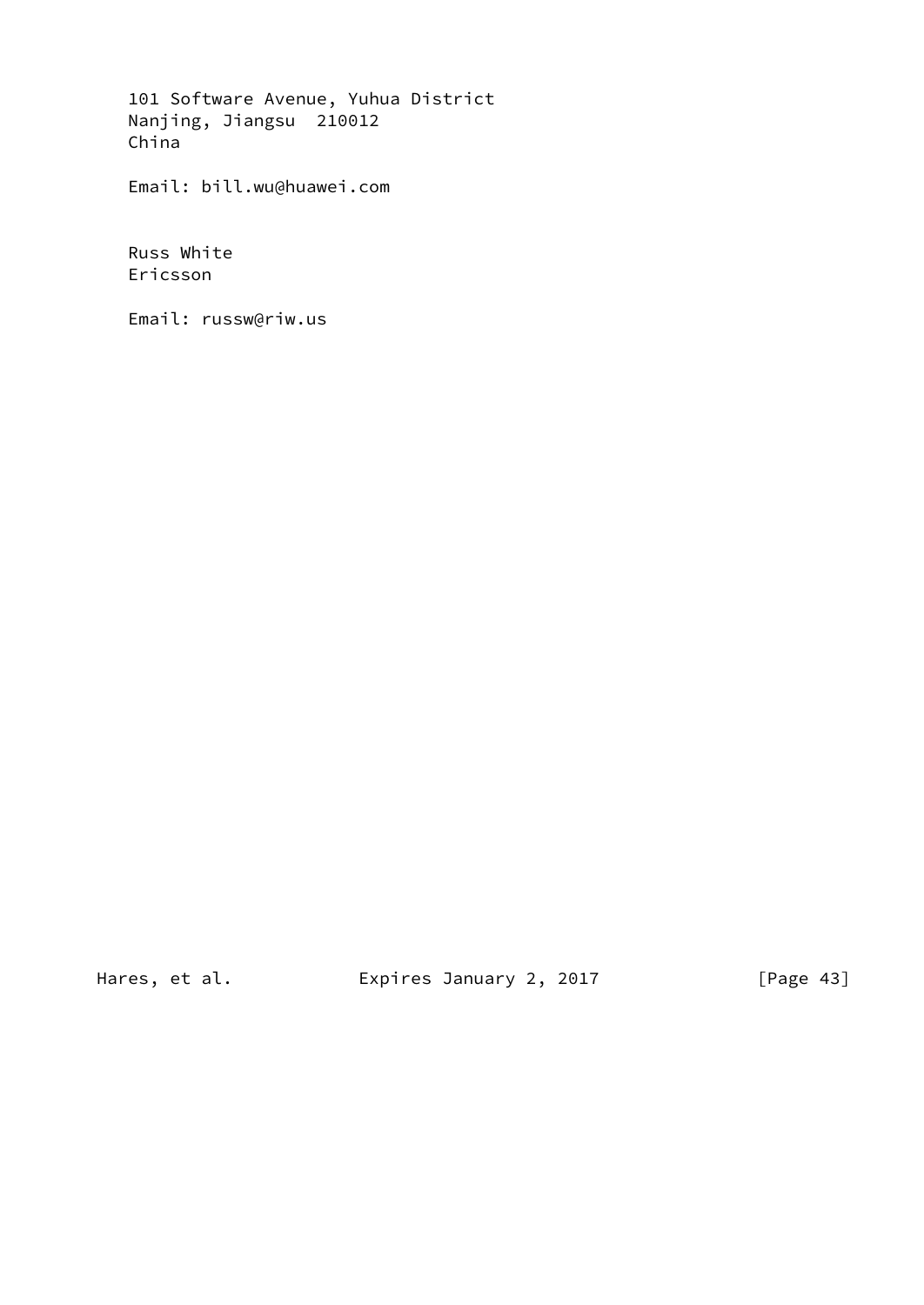101 Software Avenue, Yuhua District
Nanjing, Jiangsu  210012
China

Email: bill.wu@huawei.com

Russ White
Ericsson

Email: russw@riw.us